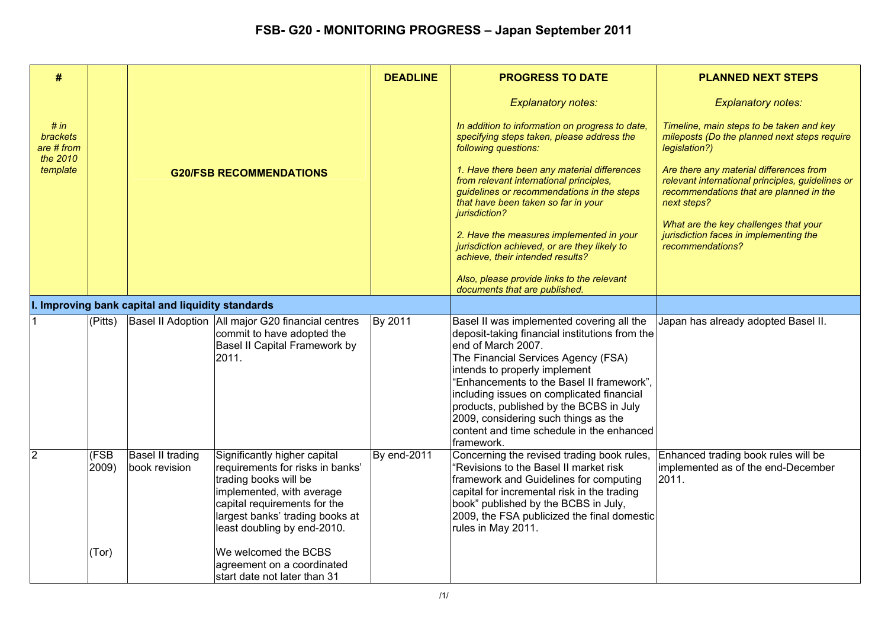# FSB- G20 - MONITORING PROGRESS – Japan September 2011

| # <br><br> *# in brackets are # from the 2010 template* | | | G20/FSB RECOMMENDATIONS | DEADLINE | PROGRESS TO DATE <br><br> *Explanatory notes:* <br><br> *In addition to information on progress to date, specifying steps taken, please address the following questions:* <br><br> *1. Have there been any material differences from relevant international principles, guidelines or recommendations in the steps that have been taken so far in your jurisdiction?* <br><br> *2. Have the measures implemented in your jurisdiction achieved, or are they likely to achieve, their intended results?* <br><br> *Also, please provide links to the relevant documents that are published.* | PLANNED NEXT STEPS <br><br> *Explanatory notes:* <br><br> *Timeline, main steps to be taken and key mileposts (Do the planned next steps require legislation?)* <br><br> *Are there any material differences from relevant international principles, guidelines or recommendations that are planned in the next steps?* <br><br> *What are the key challenges that your jurisdiction faces in implementing the recommendations?* |
|---|---|---|---|---|---|---|
| **I. Improving bank capital and liquidity standards** | | | | | | |
| 1 | (Pitts) | Basel II Adoption | All major G20 financial centres commit to have adopted the Basel II Capital Framework by 2011. | By 2011 | Basel II was implemented covering all the deposit-taking financial institutions from the end of March 2007. <br> The Financial Services Agency (FSA) intends to properly implement "Enhancements to the Basel II framework", including issues on complicated financial products, published by the BCBS in July 2009, considering such things as the content and time schedule in the enhanced framework. | Japan has already adopted Basel II. |
| 2 | (FSB 2009) <br><br><br><br><br><br> (Tor) | Basel II trading book revision | Significantly higher capital requirements for risks in banks' trading books will be implemented, with average capital requirements for the largest banks' trading books at least doubling by end-2010. <br><br> We welcomed the BCBS agreement on a coordinated start date not later than 31 | By end-2011 | Concerning the revised trading book rules, "Revisions to the Basel II market risk framework and Guidelines for computing capital for incremental risk in the trading book" published by the BCBS in July, 2009, the FSA publicized the final domestic rules in May 2011. | Enhanced trading book rules will be implemented as of the end-December 2011. |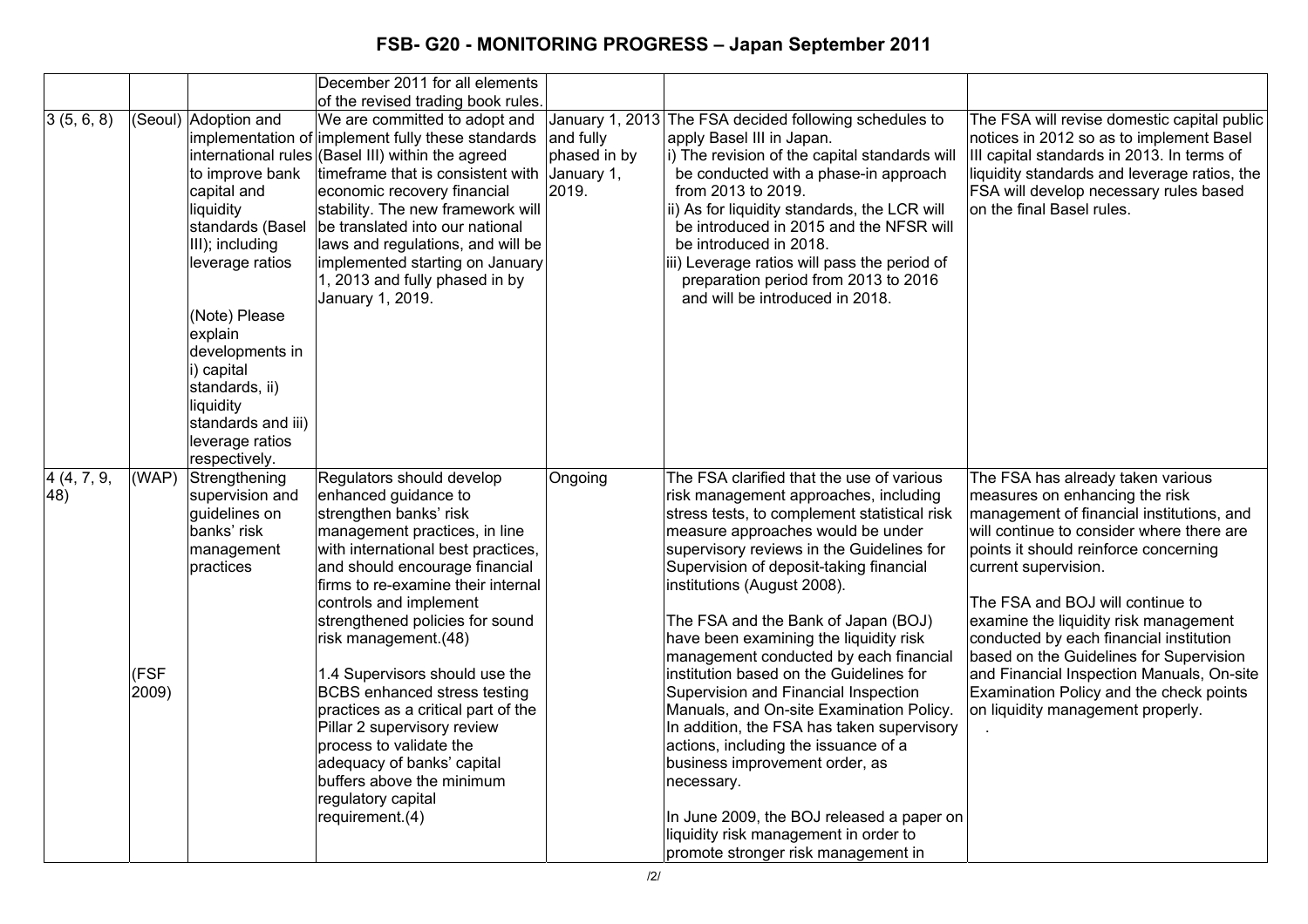# FSB- G20 - MONITORING PROGRESS – Japan September 2011

| | | | | | | |
|---|---|---|---|---|---|---|
| | | | December 2011 for all elements of the revised trading book rules. | | | |
| 3 (5, 6, 8) | (Seoul) | Adoption and implementation of international rules to improve bank capital and liquidity standards (Basel III); including leverage ratios<br><br>(Note) Please explain developments in i) capital standards, ii) liquidity standards and iii) leverage ratios respectively. | We are committed to adopt and implement fully these standards (Basel III) within the agreed timeframe that is consistent with economic recovery financial stability. The new framework will be translated into our national laws and regulations, and will be implemented starting on January 1, 2013 and fully phased in by January 1, 2019. | January 1, 2013 and fully phased in by January 1, 2019. | The FSA decided following schedules to apply Basel III in Japan.<br>i) The revision of the capital standards will be conducted with a phase-in approach from 2013 to 2019.<br>ii) As for liquidity standards, the LCR will be introduced in 2015 and the NFSR will be introduced in 2018.<br>iii) Leverage ratios will pass the period of preparation period from 2013 to 2016 and will be introduced in 2018. | The FSA will revise domestic capital public notices in 2012 so as to implement Basel III capital standards in 2013. In terms of liquidity standards and leverage ratios, the FSA will develop necessary rules based on the final Basel rules. |
| 4 (4, 7, 9, 48) | (WAP)<br><br>(FSF 2009) | Strengthening supervision and guidelines on banks' risk management practices | Regulators should develop enhanced guidance to strengthen banks' risk management practices, in line with international best practices, and should encourage financial firms to re-examine their internal controls and implement strengthened policies for sound risk management.(48)<br><br>1.4 Supervisors should use the BCBS enhanced stress testing practices as a critical part of the Pillar 2 supervisory review process to validate the adequacy of banks' capital buffers above the minimum regulatory capital requirement.(4) | Ongoing | The FSA clarified that the use of various risk management approaches, including stress tests, to complement statistical risk measure approaches would be under supervisory reviews in the Guidelines for Supervision of deposit-taking financial institutions (August 2008).<br><br>The FSA and the Bank of Japan (BOJ) have been examining the liquidity risk management conducted by each financial institution based on the Guidelines for Supervision and Financial Inspection Manuals, and On-site Examination Policy. In addition, the FSA has taken supervisory actions, including the issuance of a business improvement order, as necessary.<br><br>In June 2009, the BOJ released a paper on liquidity risk management in order to promote stronger risk management in | The FSA has already taken various measures on enhancing the risk management of financial institutions, and will continue to consider where there are points it should reinforce concerning current supervision.<br><br>The FSA and BOJ will continue to examine the liquidity risk management conducted by each financial institution based on the Guidelines for Supervision and Financial Inspection Manuals, On-site Examination Policy and the check points on liquidity management properly. |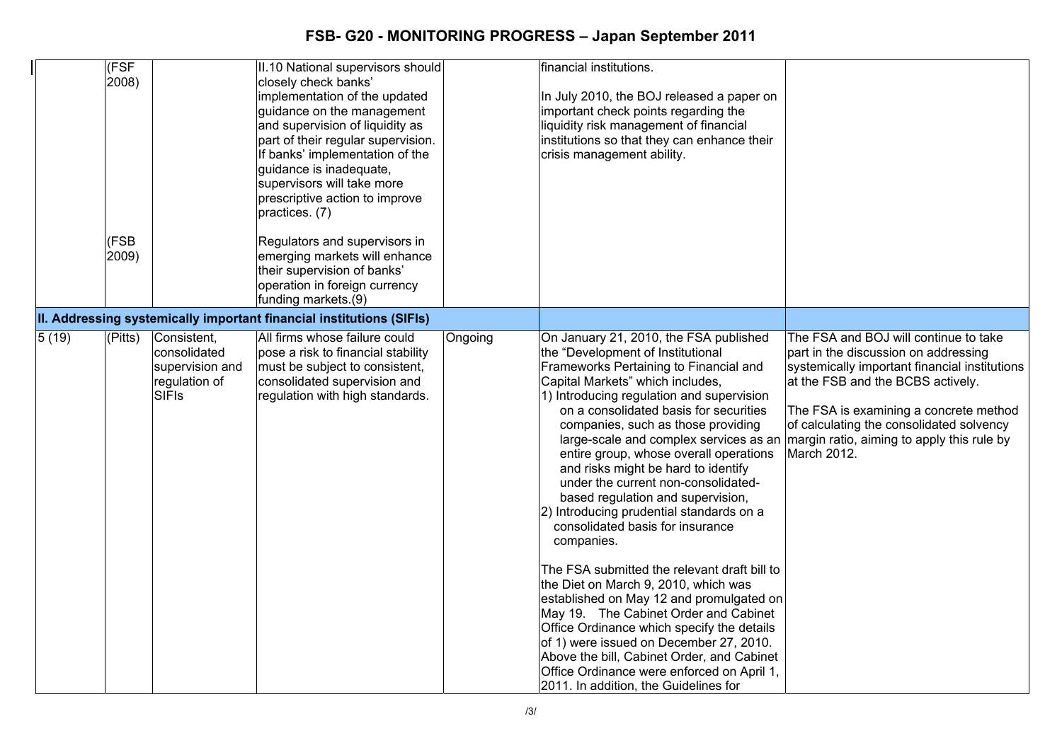| | | | | | | |
|---|---|---|---|---|---|---|
| | (FSF 2008) | | II.10 National supervisors should closely check banks' implementation of the updated guidance on the management and supervision of liquidity as part of their regular supervision. If banks' implementation of the guidance is inadequate, supervisors will take more prescriptive action to improve practices. (7) | | financial institutions.<br><br>In July 2010, the BOJ released a paper on important check points regarding the liquidity risk management of financial institutions so that they can enhance their crisis management ability. | |
| | (FSB 2009) | | Regulators and supervisors in emerging markets will enhance their supervision of banks' operation in foreign currency funding markets.(9) | | | |
| **II. Addressing systemically important financial institutions (SIFIs)** | | | | | | |
| 5 (19) | (Pitts) | Consistent, consolidated supervision and regulation of SIFIs | All firms whose failure could pose a risk to financial stability must be subject to consistent, consolidated supervision and regulation with high standards. | Ongoing | On January 21, 2010, the FSA published the "Development of Institutional Frameworks Pertaining to Financial and Capital Markets" which includes,<br>1) Introducing regulation and supervision on a consolidated basis for securities companies, such as those providing large-scale and complex services as an entire group, whose overall operations and risks might be hard to identify under the current non-consolidated-based regulation and supervision,<br>2) Introducing prudential standards on a consolidated basis for insurance companies.<br><br>The FSA submitted the relevant draft bill to the Diet on March 9, 2010, which was established on May 12 and promulgated on May 19. The Cabinet Order and Cabinet Office Ordinance which specify the details of 1) were issued on December 27, 2010. Above the bill, Cabinet Order, and Cabinet Office Ordinance were enforced on April 1, 2011. In addition, the Guidelines for | The FSA and BOJ will continue to take part in the discussion on addressing systemically important financial institutions at the FSB and the BCBS actively.<br><br>The FSA is examining a concrete method of calculating the consolidated solvency margin ratio, aiming to apply this rule by March 2012. |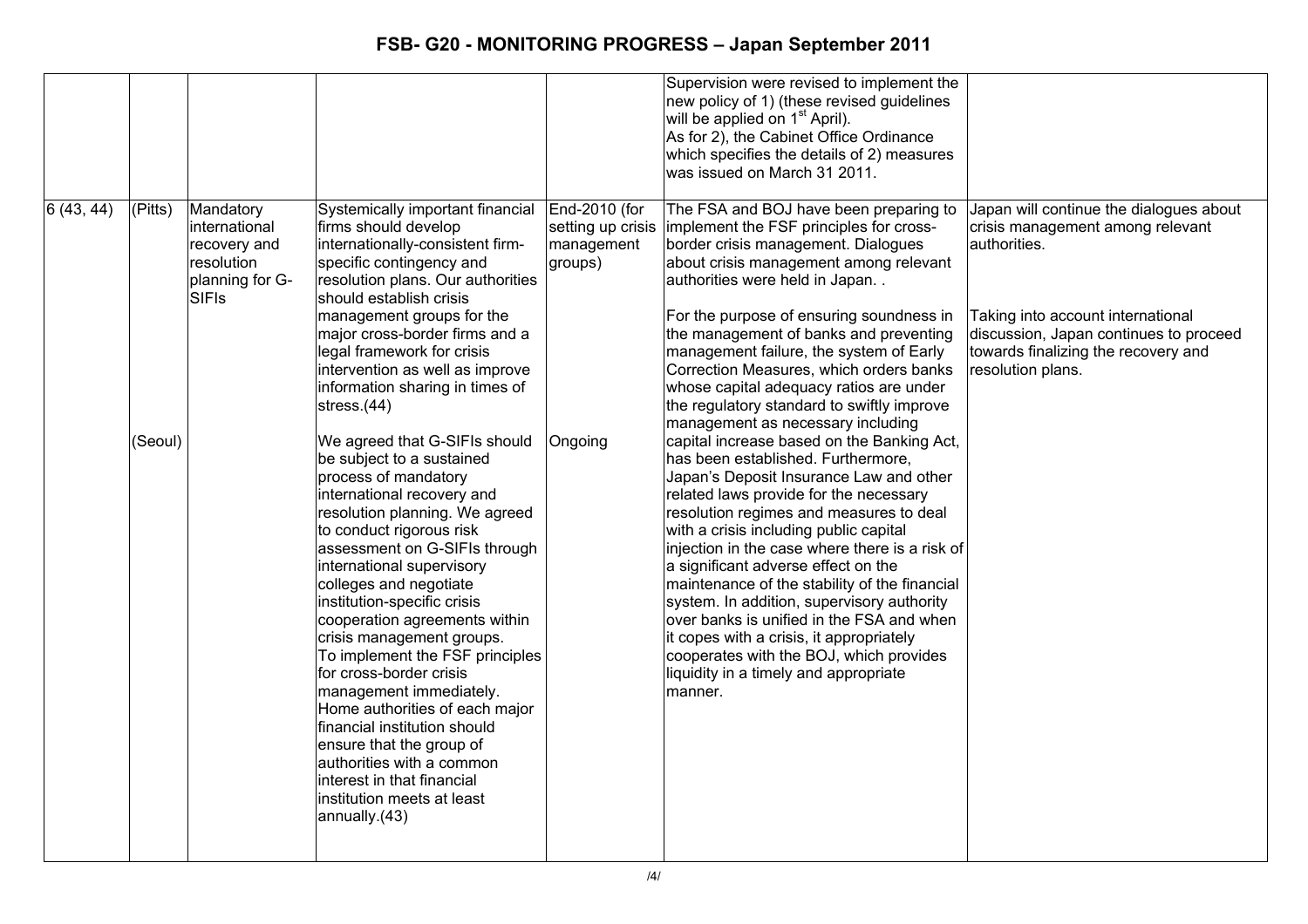# FSB- G20 - MONITORING PROGRESS – Japan September 2011

| | | | | | | |
|---|---|---|---|---|---|---|
| | | | | | Supervision were revised to implement the new policy of 1) (these revised guidelines will be applied on 1st April).<br>As for 2), the Cabinet Office Ordinance which specifies the details of 2) measures was issued on March 31 2011. | |
| 6 (43, 44) | (Pitts)<br><br><br><br><br><br><br><br><br>(Seoul) | Mandatory international recovery and resolution planning for G-SIFIs | Systemically important financial firms should develop internationally-consistent firm-specific contingency and resolution plans. Our authorities should establish crisis management groups for the major cross-border firms and a legal framework for crisis intervention as well as improve information sharing in times of stress.(44)<br><br>We agreed that G-SIFIs should be subject to a sustained process of mandatory international recovery and resolution planning. We agreed to conduct rigorous risk assessment on G-SIFIs through international supervisory colleges and negotiate institution-specific crisis cooperation agreements within crisis management groups.<br>To implement the FSF principles for cross-border crisis management immediately. Home authorities of each major financial institution should ensure that the group of authorities with a common interest in that financial institution meets at least annually.(43) | End-2010 (for setting up crisis management groups)<br><br><br><br><br><br><br><br><br>Ongoing | The FSA and BOJ have been preparing to implement the FSF principles for cross-border crisis management. Dialogues about crisis management among relevant authorities were held in Japan. .<br><br>For the purpose of ensuring soundness in the management of banks and preventing management failure, the system of Early Correction Measures, which orders banks whose capital adequacy ratios are under the regulatory standard to swiftly improve management as necessary including capital increase based on the Banking Act, has been established. Furthermore, Japan's Deposit Insurance Law and other related laws provide for the necessary resolution regimes and measures to deal with a crisis including public capital injection in the case where there is a risk of a significant adverse effect on the maintenance of the stability of the financial system. In addition, supervisory authority over banks is unified in the FSA and when it copes with a crisis, it appropriately cooperates with the BOJ, which provides liquidity in a timely and appropriate manner. | Japan will continue the dialogues about crisis management among relevant authorities.<br><br>Taking into account international discussion, Japan continues to proceed towards finalizing the recovery and resolution plans. |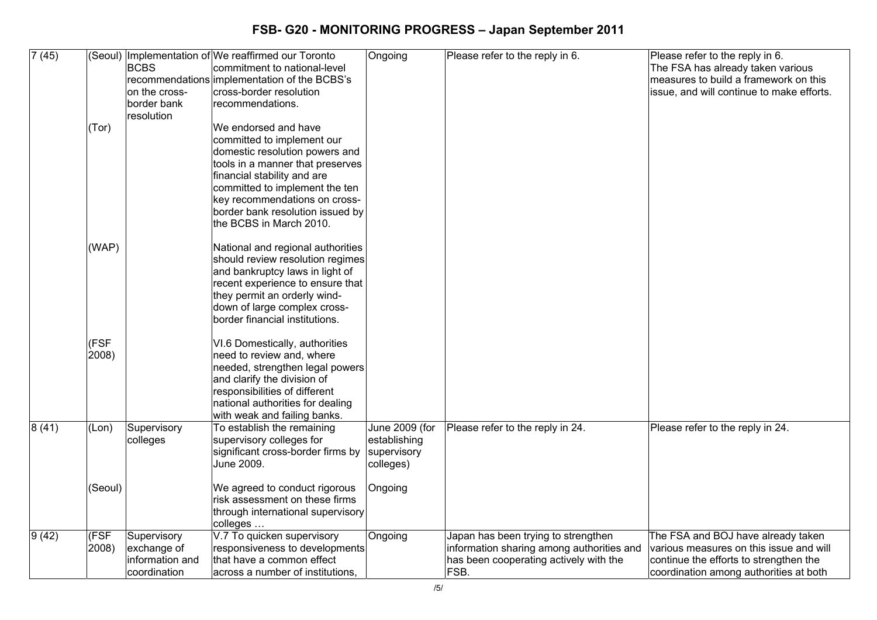# FSB- G20 - MONITORING PROGRESS – Japan September 2011

| | | | | | | |
|---|---|---|---|---|---|---|
| 7 (45) | (Seoul) | Implementation of BCBS recommendations on the cross-border bank resolution | We reaffirmed our Toronto commitment to national-level implementation of the BCBS's cross-border resolution recommendations. | Ongoing | Please refer to the reply in 6. | Please refer to the reply in 6. The FSA has already taken various measures to build a framework on this issue, and will continue to make efforts. |
| | (Tor) | | We endorsed and have committed to implement our domestic resolution powers and tools in a manner that preserves financial stability and are committed to implement the ten key recommendations on cross-border bank resolution issued by the BCBS in March 2010. | | | |
| | (WAP) | | National and regional authorities should review resolution regimes and bankruptcy laws in light of recent experience to ensure that they permit an orderly wind-down of large complex cross-border financial institutions. | | | |
| | (FSF 2008) | | VI.6 Domestically, authorities need to review and, where needed, strengthen legal powers and clarify the division of responsibilities of different national authorities for dealing with weak and failing banks. | | | |
| 8 (41) | (Lon) | Supervisory colleges | To establish the remaining supervisory colleges for significant cross-border firms by June 2009. | June 2009 (for establishing supervisory colleges) | Please refer to the reply in 24. | Please refer to the reply in 24. |
| | (Seoul) | | We agreed to conduct rigorous risk assessment on these firms through international supervisory colleges … | Ongoing | | |
| 9 (42) | (FSF 2008) | Supervisory exchange of information and coordination | V.7 To quicken supervisory responsiveness to developments that have a common effect across a number of institutions, | Ongoing | Japan has been trying to strengthen information sharing among authorities and has been cooperating actively with the FSB. | The FSA and BOJ have already taken various measures on this issue and will continue the efforts to strengthen the coordination among authorities at both |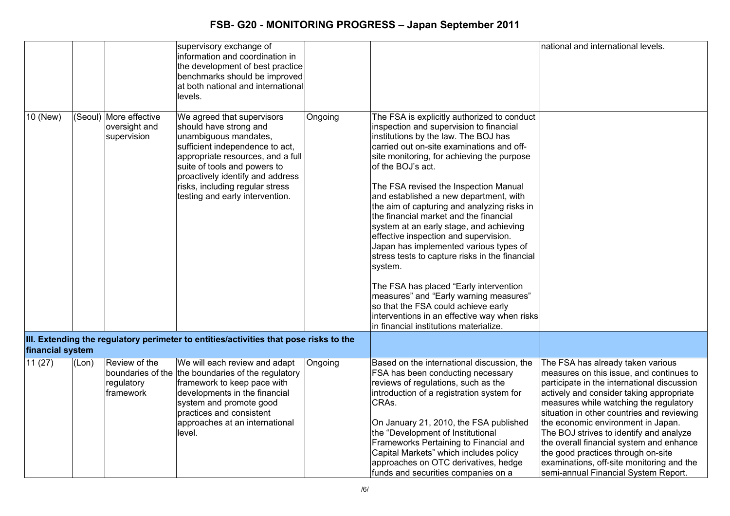| | | | | | | |
|---|---|---|---|---|---|---|
| | | | supervisory exchange of information and coordination in the development of best practice benchmarks should be improved at both national and international levels. | | | national and international levels. |
| 10 (New) | (Seoul) | More effective oversight and supervision | We agreed that supervisors should have strong and unambiguous mandates, sufficient independence to act, appropriate resources, and a full suite of tools and powers to proactively identify and address risks, including regular stress testing and early intervention. | Ongoing | The FSA is explicitly authorized to conduct inspection and supervision to financial institutions by the law. The BOJ has carried out on-site examinations and off-site monitoring, for achieving the purpose of the BOJ's act.<br><br>The FSA revised the Inspection Manual and established a new department, with the aim of capturing and analyzing risks in the financial market and the financial system at an early stage, and achieving effective inspection and supervision. Japan has implemented various types of stress tests to capture risks in the financial system.<br><br>The FSA has placed "Early intervention measures" and "Early warning measures" so that the FSA could achieve early interventions in an effective way when risks in financial institutions materialize. | |
| **III. Extending the regulatory perimeter to entities/activities that pose risks to the financial system** | | | | | | |
| 11 (27) | (Lon) | Review of the boundaries of the regulatory framework | We will each review and adapt the boundaries of the regulatory framework to keep pace with developments in the financial system and promote good practices and consistent approaches at an international level. | Ongoing | Based on the international discussion, the FSA has been conducting necessary reviews of regulations, such as the introduction of a registration system for CRAs.<br><br>On January 21, 2010, the FSA published the "Development of Institutional Frameworks Pertaining to Financial and Capital Markets" which includes policy approaches on OTC derivatives, hedge funds and securities companies on a | The FSA has already taken various measures on this issue, and continues to participate in the international discussion actively and consider taking appropriate measures while watching the regulatory situation in other countries and reviewing the economic environment in Japan.<br>The BOJ strives to identify and analyze the overall financial system and enhance the good practices through on-site examinations, off-site monitoring and the semi-annual Financial System Report. |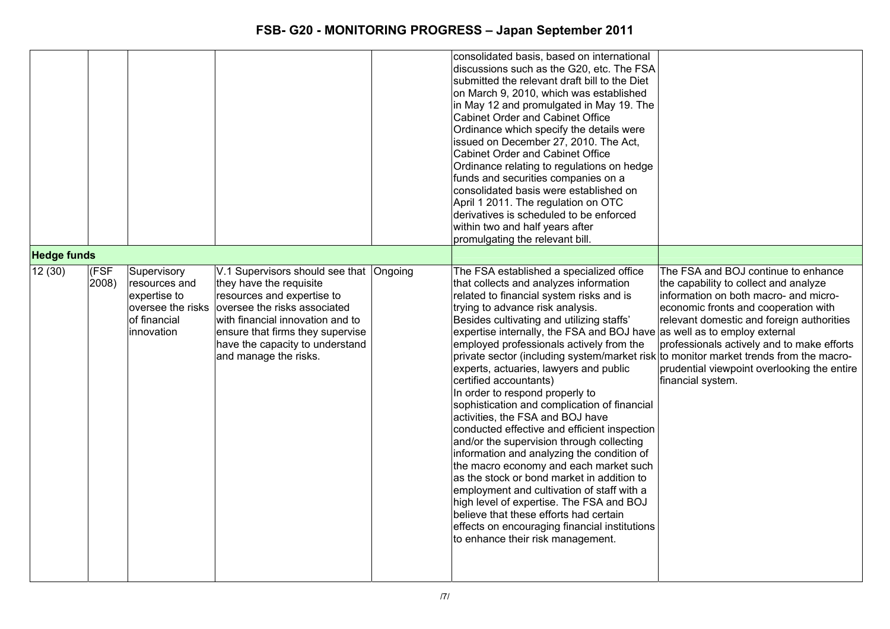| | | | | | | |
|---|---|---|---|---|---|---|
| | | | | | consolidated basis, based on international discussions such as the G20, etc. The FSA submitted the relevant draft bill to the Diet on March 9, 2010, which was established in May 12 and promulgated in May 19. The Cabinet Order and Cabinet Office Ordinance which specify the details were issued on December 27, 2010. The Act, Cabinet Order and Cabinet Office Ordinance relating to regulations on hedge funds and securities companies on a consolidated basis were established on April 1 2011. The regulation on OTC derivatives is scheduled to be enforced within two and half years after promulgating the relevant bill. | |
| **Hedge funds** | | | | | | |
| 12 (30) | (FSF 2008) | Supervisory resources and expertise to oversee the risks of financial innovation | V.1 Supervisors should see that they have the requisite resources and expertise to oversee the risks associated with financial innovation and to ensure that firms they supervise have the capacity to understand and manage the risks. | Ongoing | The FSA established a specialized office that collects and analyzes information related to financial system risks and is trying to advance risk analysis.<br>Besides cultivating and utilizing staffs' expertise internally, the FSA and BOJ have employed professionals actively from the private sector (including system/market risk experts, actuaries, lawyers and public certified accountants)<br>In order to respond properly to sophistication and complication of financial activities, the FSA and BOJ have conducted effective and efficient inspection and/or the supervision through collecting information and analyzing the condition of the macro economy and each market such as the stock or bond market in addition to employment and cultivation of staff with a high level of expertise. The FSA and BOJ believe that these efforts had certain effects on encouraging financial institutions to enhance their risk management. | The FSA and BOJ continue to enhance the capability to collect and analyze information on both macro- and micro-economic fronts and cooperation with relevant domestic and foreign authorities as well as to employ external professionals actively and to make efforts to monitor market trends from the macro-prudential viewpoint overlooking the entire financial system. |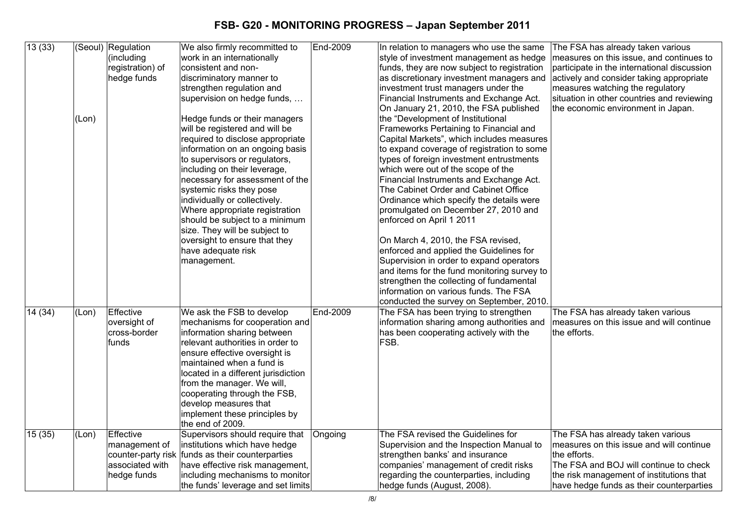| 13 (33) | (Seoul)<br><br>(Lon) | Regulation (including registration) of hedge funds | We also firmly recommitted to work in an internationally consistent and non-discriminatory manner to strengthen regulation and supervision on hedge funds, …<br><br>Hedge funds or their managers will be registered and will be required to disclose appropriate information on an ongoing basis to supervisors or regulators, including on their leverage, necessary for assessment of the systemic risks they pose individually or collectively. Where appropriate registration should be subject to a minimum size. They will be subject to oversight to ensure that they have adequate risk management. | End-2009 | In relation to managers who use the same style of investment management as hedge funds, they are now subject to registration as discretionary investment managers and investment trust managers under the Financial Instruments and Exchange Act. On January 21, 2010, the FSA published the "Development of Institutional Frameworks Pertaining to Financial and Capital Markets", which includes measures to expand coverage of registration to some types of foreign investment entrustments which were out of the scope of the Financial Instruments and Exchange Act. The Cabinet Order and Cabinet Office Ordinance which specify the details were promulgated on December 27, 2010 and enforced on April 1 2011<br><br>On March 4, 2010, the FSA revised, enforced and applied the Guidelines for Supervision in order to expand operators and items for the fund monitoring survey to strengthen the collecting of fundamental information on various funds. The FSA conducted the survey on September, 2010. | The FSA has already taken various measures on this issue, and continues to participate in the international discussion actively and consider taking appropriate measures watching the regulatory situation in other countries and reviewing the economic environment in Japan. |
|---|---|---|---|---|---|---|
| 14 (34) | (Lon) | Effective oversight of cross-border funds | We ask the FSB to develop mechanisms for cooperation and information sharing between relevant authorities in order to ensure effective oversight is maintained when a fund is located in a different jurisdiction from the manager. We will, cooperating through the FSB, develop measures that implement these principles by the end of 2009. | End-2009 | The FSA has been trying to strengthen information sharing among authorities and has been cooperating actively with the FSB. | The FSA has already taken various measures on this issue and will continue the efforts. |
| 15 (35) | (Lon) | Effective management of counter-party risk associated with hedge funds | Supervisors should require that institutions which have hedge funds as their counterparties have effective risk management, including mechanisms to monitor the funds' leverage and set limits | Ongoing | The FSA revised the Guidelines for Supervision and the Inspection Manual to strengthen banks' and insurance companies' management of credit risks regarding the counterparties, including hedge funds (August, 2008). | The FSA has already taken various measures on this issue and will continue the efforts.<br>The FSA and BOJ will continue to check the risk management of institutions that have hedge funds as their counterparties |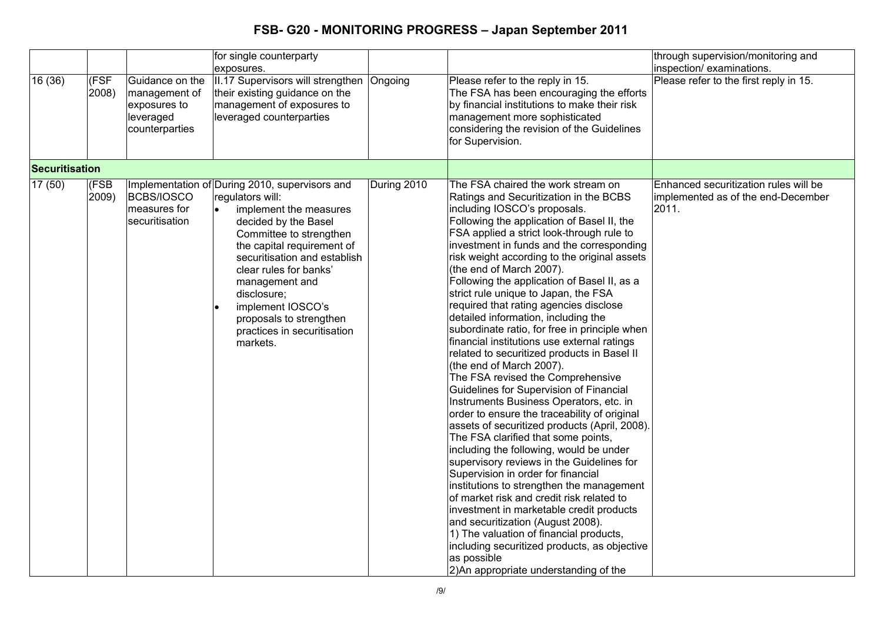| | | | for single counterparty exposures. | | | through supervision/monitoring and inspection/ examinations. |
|---|---|---|---|---|---|---|
| 16 (36) | (FSF 2008) | Guidance on the management of exposures to leveraged counterparties | II.17 Supervisors will strengthen their existing guidance on the management of exposures to leveraged counterparties | Ongoing | Please refer to the reply in 15.<br>The FSA has been encouraging the efforts by financial institutions to make their risk management more sophisticated considering the revision of the Guidelines for Supervision. | Please refer to the first reply in 15. |
| **Securitisation** | | | | | | |
| 17 (50) | (FSB 2009) | Implementation of BCBS/IOSCO measures for securitisation | During 2010, supervisors and regulators will:<br>• implement the measures decided by the Basel Committee to strengthen the capital requirement of securitisation and establish clear rules for banks' management and disclosure;<br>• implement IOSCO's proposals to strengthen practices in securitisation markets. | During 2010 | The FSA chaired the work stream on Ratings and Securitization in the BCBS including IOSCO's proposals.<br>Following the application of Basel II, the FSA applied a strict look-through rule to investment in funds and the corresponding risk weight according to the original assets (the end of March 2007).<br>Following the application of Basel II, as a strict rule unique to Japan, the FSA required that rating agencies disclose detailed information, including the subordinate ratio, for free in principle when financial institutions use external ratings related to securitized products in Basel II (the end of March 2007).<br>The FSA revised the Comprehensive Guidelines for Supervision of Financial Instruments Business Operators, etc. in order to ensure the traceability of original assets of securitized products (April, 2008).<br>The FSA clarified that some points, including the following, would be under supervisory reviews in the Guidelines for Supervision in order for financial institutions to strengthen the management of market risk and credit risk related to investment in marketable credit products and securitization (August 2008).<br>1) The valuation of financial products, including securitized products, as objective as possible<br>2)An appropriate understanding of the | Enhanced securitization rules will be implemented as of the end-December 2011. |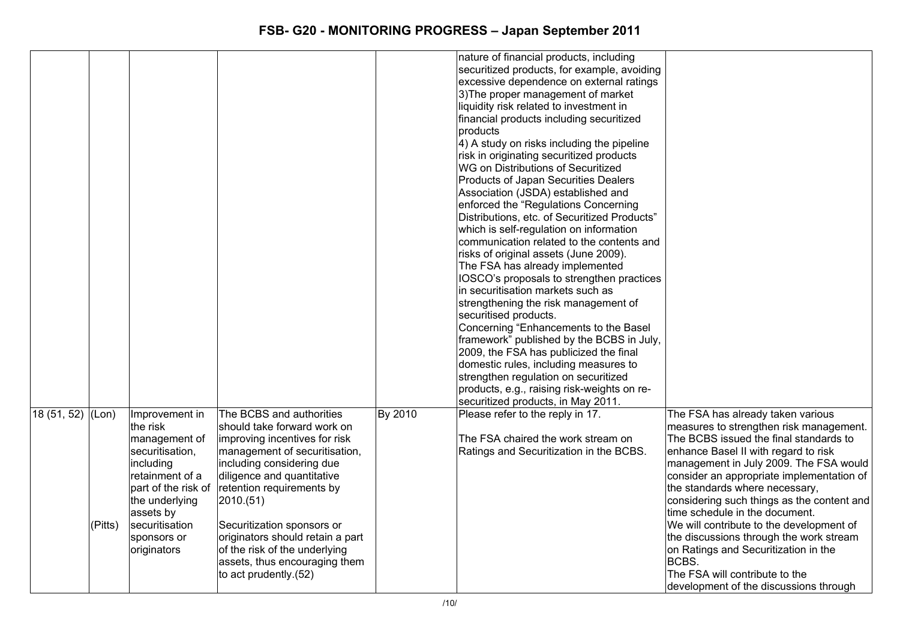| | | | | | | |
|---|---|---|---|---|---|---|
| | | | | | nature of financial products, including securitized products, for example, avoiding excessive dependence on external ratings<br>3)The proper management of market liquidity risk related to investment in financial products including securitized products<br>4) A study on risks including the pipeline risk in originating securitized products<br>WG on Distributions of Securitized Products of Japan Securities Dealers Association (JSDA) established and enforced the "Regulations Concerning Distributions, etc. of Securitized Products" which is self-regulation on information communication related to the contents and risks of original assets (June 2009).<br>The FSA has already implemented IOSCO's proposals to strengthen practices in securitisation markets such as strengthening the risk management of securitised products.<br>Concerning "Enhancements to the Basel framework" published by the BCBS in July, 2009, the FSA has publicized the final domestic rules, including measures to strengthen regulation on securitized products, e.g., raising risk-weights on re-securitized products, in May 2011. | |
| 18 (51, 52) | (Lon)<br><br><br><br><br><br><br>(Pitts) | Improvement in the risk management of securitisation, including retainment of a part of the risk of the underlying assets by securitisation sponsors or originators | The BCBS and authorities should take forward work on improving incentives for risk management of securitisation, including considering due diligence and quantitative retention requirements by 2010.(51)<br><br>Securitization sponsors or originators should retain a part of the risk of the underlying assets, thus encouraging them to act prudently.(52) | By 2010 | Please refer to the reply in 17.<br><br>The FSA chaired the work stream on Ratings and Securitization in the BCBS. | The FSA has already taken various measures to strengthen risk management. The BCBS issued the final standards to enhance Basel II with regard to risk management in July 2009. The FSA would consider an appropriate implementation of the standards where necessary, considering such things as the content and time schedule in the document.<br>We will contribute to the development of the discussions through the work stream on Ratings and Securitization in the BCBS.<br>The FSA will contribute to the development of the discussions through |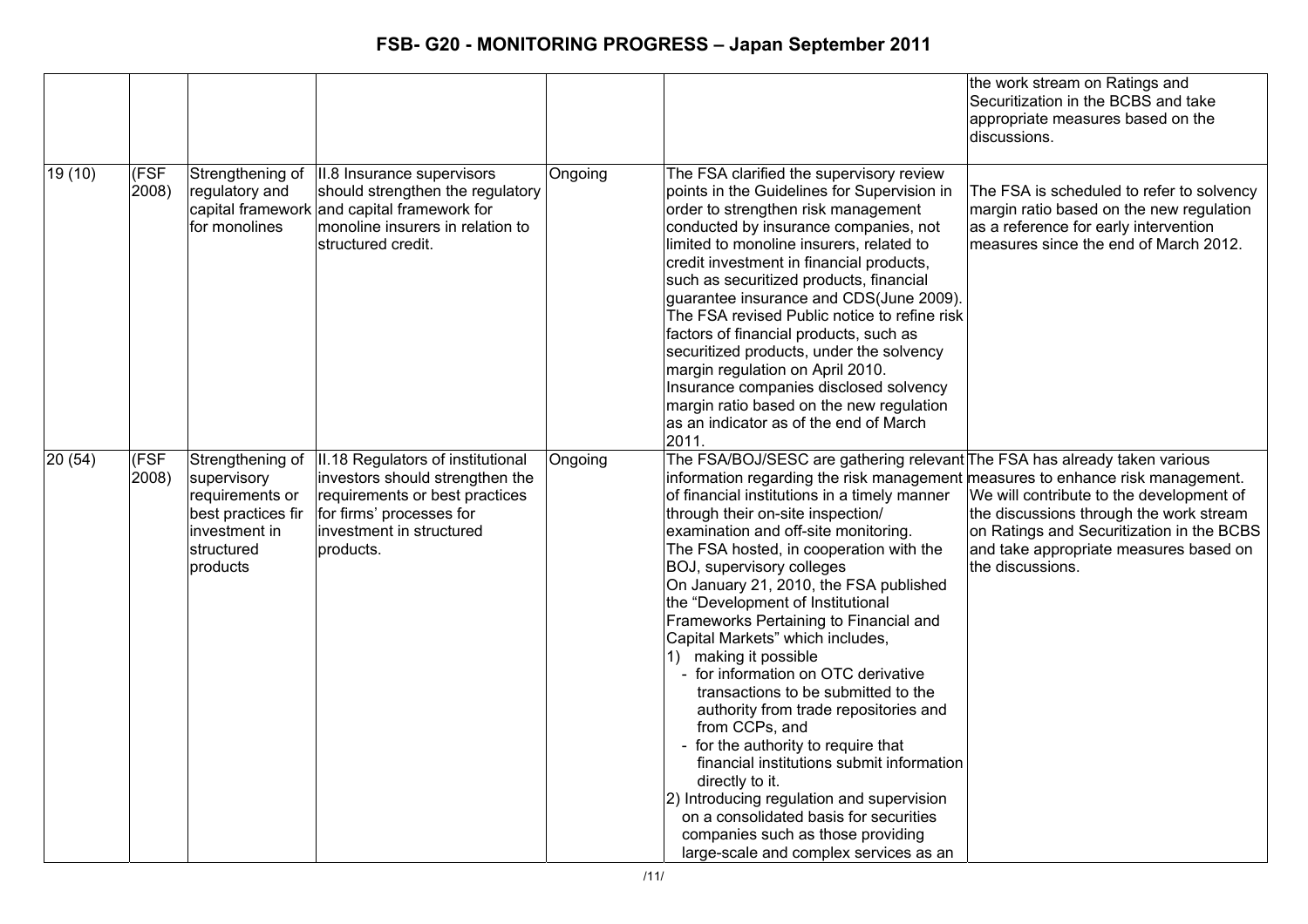| | | | | | | |
|---|---|---|---|---|---|---|
| | | | | | | the work stream on Ratings and Securitization in the BCBS and take appropriate measures based on the discussions. |
| 19 (10) | (FSF 2008) | Strengthening of regulatory and capital framework for monolines | II.8 Insurance supervisors should strengthen the regulatory and capital framework for monoline insurers in relation to structured credit. | Ongoing | The FSA clarified the supervisory review points in the Guidelines for Supervision in order to strengthen risk management conducted by insurance companies, not limited to monoline insurers, related to credit investment in financial products, such as securitized products, financial guarantee insurance and CDS(June 2009). The FSA revised Public notice to refine risk factors of financial products, such as securitized products, under the solvency margin regulation on April 2010. Insurance companies disclosed solvency margin ratio based on the new regulation as an indicator as of the end of March 2011. | The FSA is scheduled to refer to solvency margin ratio based on the new regulation as a reference for early intervention measures since the end of March 2012. |
| 20 (54) | (FSF 2008) | Strengthening of supervisory requirements or best practices fir investment in structured products | II.18 Regulators of institutional investors should strengthen the requirements or best practices for firms' processes for investment in structured products. | Ongoing | The FSA/BOJ/SESC are gathering relevant information regarding the risk management of financial institutions in a timely manner through their on-site inspection/ examination and off-site monitoring.<br>The FSA hosted, in cooperation with the BOJ, supervisory colleges<br>On January 21, 2010, the FSA published the "Development of Institutional Frameworks Pertaining to Financial and Capital Markets" which includes,<br>1) making it possible<br>- for information on OTC derivative transactions to be submitted to the authority from trade repositories and from CCPs, and<br>- for the authority to require that financial institutions submit information directly to it.<br>2) Introducing regulation and supervision on a consolidated basis for securities companies such as those providing large-scale and complex services as an | The FSA has already taken various measures to enhance risk management.<br>We will contribute to the development of the discussions through the work stream on Ratings and Securitization in the BCBS and take appropriate measures based on the discussions. |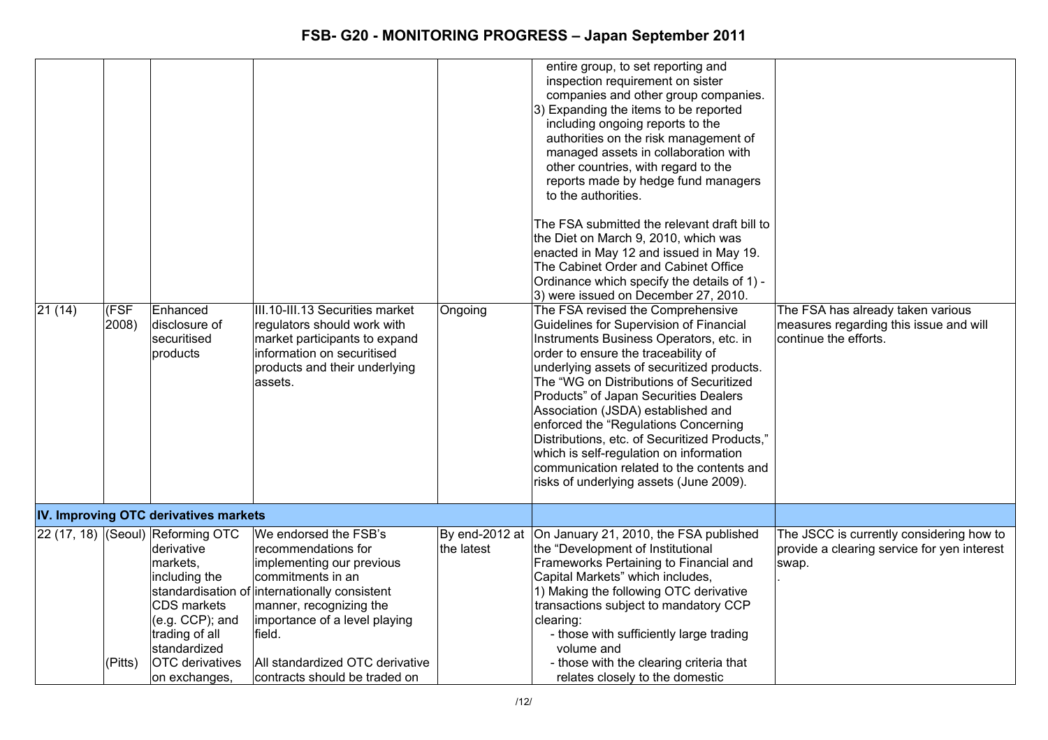| | | | | | | |
|---|---|---|---|---|---|---|
| | | | | | entire group, to set reporting and inspection requirement on sister companies and other group companies.<br>3) Expanding the items to be reported including ongoing reports to the authorities on the risk management of managed assets in collaboration with other countries, with regard to the reports made by hedge fund managers to the authorities.<br><br>The FSA submitted the relevant draft bill to the Diet on March 9, 2010, which was enacted in May 12 and issued in May 19. The Cabinet Order and Cabinet Office Ordinance which specify the details of 1) - 3) were issued on December 27, 2010. | |
| 21 (14) | (FSF 2008) | Enhanced disclosure of securitised products | III.10-III.13 Securities market regulators should work with market participants to expand information on securitised products and their underlying assets. | Ongoing | The FSA revised the Comprehensive Guidelines for Supervision of Financial Instruments Business Operators, etc. in order to ensure the traceability of underlying assets of securitized products. The "WG on Distributions of Securitized Products" of Japan Securities Dealers Association (JSDA) established and enforced the "Regulations Concerning Distributions, etc. of Securitized Products," which is self-regulation on information communication related to the contents and risks of underlying assets (June 2009). | The FSA has already taken various measures regarding this issue and will continue the efforts. |
| **IV. Improving OTC derivatives markets** | | | | | | |
| 22 (17, 18) | (Seoul)<br><br><br><br><br><br><br><br>(Pitts) | Reforming OTC derivative markets, including the standardisation of CDS markets (e.g. CCP); and trading of all standardized OTC derivatives on exchanges, | We endorsed the FSB's recommendations for implementing our previous commitments in an internationally consistent manner, recognizing the importance of a level playing field.<br><br>All standardized OTC derivative contracts should be traded on | By end-2012 at the latest | On January 21, 2010, the FSA published the "Development of Institutional Frameworks Pertaining to Financial and Capital Markets" which includes,<br>1) Making the following OTC derivative transactions subject to mandatory CCP clearing:<br>- those with sufficiently large trading volume and<br>- those with the clearing criteria that relates closely to the domestic | The JSCC is currently considering how to provide a clearing service for yen interest swap.<br>. |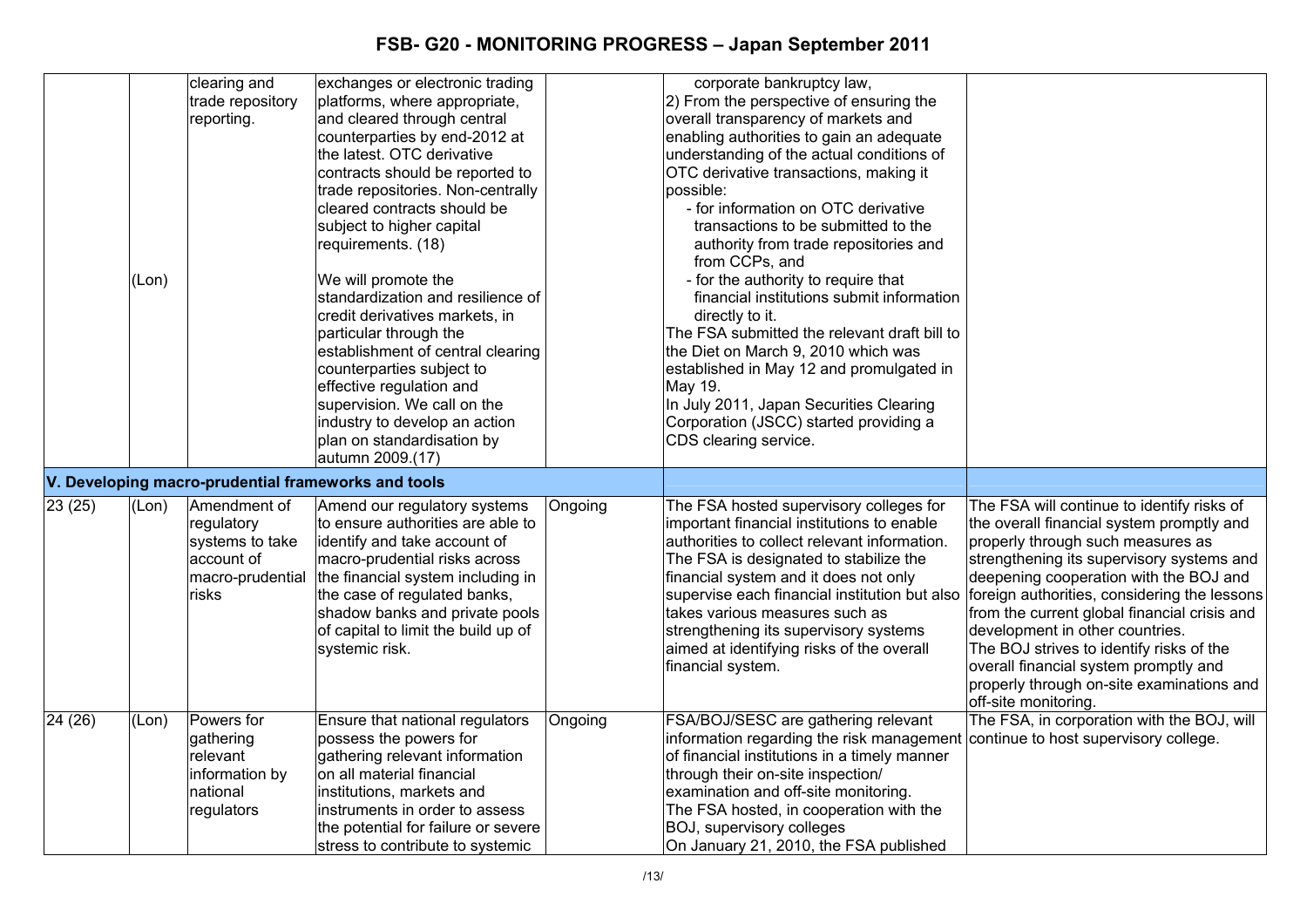| | | | | | | |
|---|---|---|---|---|---|---|
| | (Lon) | clearing and trade repository reporting. | exchanges or electronic trading platforms, where appropriate, and cleared through central counterparties by end-2012 at the latest. OTC derivative contracts should be reported to trade repositories. Non-centrally cleared contracts should be subject to higher capital requirements. (18)<br><br>We will promote the standardization and resilience of credit derivatives markets, in particular through the establishment of central clearing counterparties subject to effective regulation and supervision. We call on the industry to develop an action plan on standardisation by autumn 2009.(17) | | corporate bankruptcy law,<br>2) From the perspective of ensuring the overall transparency of markets and enabling authorities to gain an adequate understanding of the actual conditions of OTC derivative transactions, making it possible:<br>- for information on OTC derivative transactions to be submitted to the authority from trade repositories and from CCPs, and<br>- for the authority to require that financial institutions submit information directly to it.<br>The FSA submitted the relevant draft bill to the Diet on March 9, 2010 which was established in May 12 and promulgated in May 19.<br>In July 2011, Japan Securities Clearing Corporation (JSCC) started providing a CDS clearing service. | |
| **V. Developing macro-prudential frameworks and tools** | | | | | | |
| 23 (25) | (Lon) | Amendment of regulatory systems to take account of macro-prudential risks | Amend our regulatory systems to ensure authorities are able to identify and take account of macro-prudential risks across the financial system including in the case of regulated banks, shadow banks and private pools of capital to limit the build up of systemic risk. | Ongoing | The FSA hosted supervisory colleges for important financial institutions to enable authorities to collect relevant information. The FSA is designated to stabilize the financial system and it does not only supervise each financial institution but also takes various measures such as strengthening its supervisory systems aimed at identifying risks of the overall financial system. | The FSA will continue to identify risks of the overall financial system promptly and properly through such measures as strengthening its supervisory systems and deepening cooperation with the BOJ and foreign authorities, considering the lessons from the current global financial crisis and development in other countries.<br>The BOJ strives to identify risks of the overall financial system promptly and properly through on-site examinations and off-site monitoring. |
| 24 (26) | (Lon) | Powers for gathering relevant information by national regulators | Ensure that national regulators possess the powers for gathering relevant information on all material financial institutions, markets and instruments in order to assess the potential for failure or severe stress to contribute to systemic | Ongoing | FSA/BOJ/SESC are gathering relevant information regarding the risk management of financial institutions in a timely manner through their on-site inspection/ examination and off-site monitoring.<br>The FSA hosted, in cooperation with the BOJ, supervisory colleges<br>On January 21, 2010, the FSA published | The FSA, in corporation with the BOJ, will continue to host supervisory college. |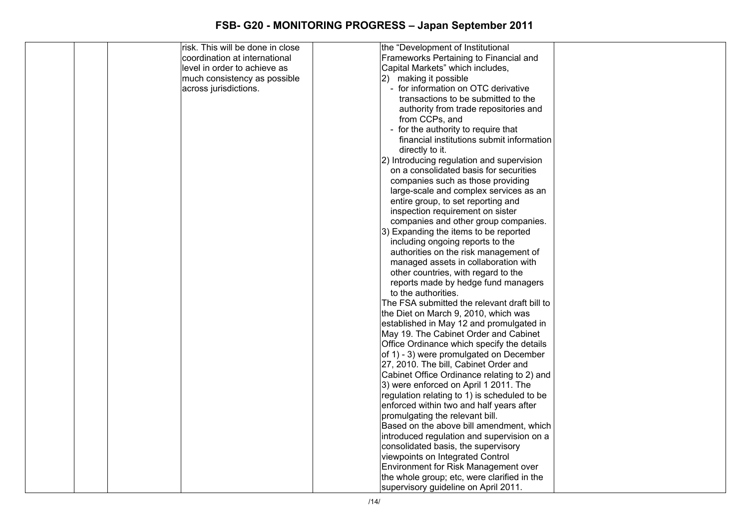# FSB- G20 - MONITORING PROGRESS – Japan September 2011

| | | | | | | |
|---|---|---|---|---|---|---|
| | | | risk. This will be done in close coordination at international level in order to achieve as much consistency as possible across jurisdictions. | | the "Development of Institutional Frameworks Pertaining to Financial and Capital Markets" which includes,<br>2) making it possible<br>- for information on OTC derivative transactions to be submitted to the authority from trade repositories and from CCPs, and<br>- for the authority to require that financial institutions submit information directly to it.<br>2) Introducing regulation and supervision on a consolidated basis for securities companies such as those providing large-scale and complex services as an entire group, to set reporting and inspection requirement on sister companies and other group companies.<br>3) Expanding the items to be reported including ongoing reports to the authorities on the risk management of managed assets in collaboration with other countries, with regard to the reports made by hedge fund managers to the authorities.<br>The FSA submitted the relevant draft bill to the Diet on March 9, 2010, which was established in May 12 and promulgated in May 19. The Cabinet Order and Cabinet Office Ordinance which specify the details of 1) - 3) were promulgated on December 27, 2010. The bill, Cabinet Order and Cabinet Office Ordinance relating to 2) and 3) were enforced on April 1 2011. The regulation relating to 1) is scheduled to be enforced within two and half years after promulgating the relevant bill.<br>Based on the above bill amendment, which introduced regulation and supervision on a consolidated basis, the supervisory viewpoints on Integrated Control Environment for Risk Management over the whole group; etc, were clarified in the supervisory guideline on April 2011. | |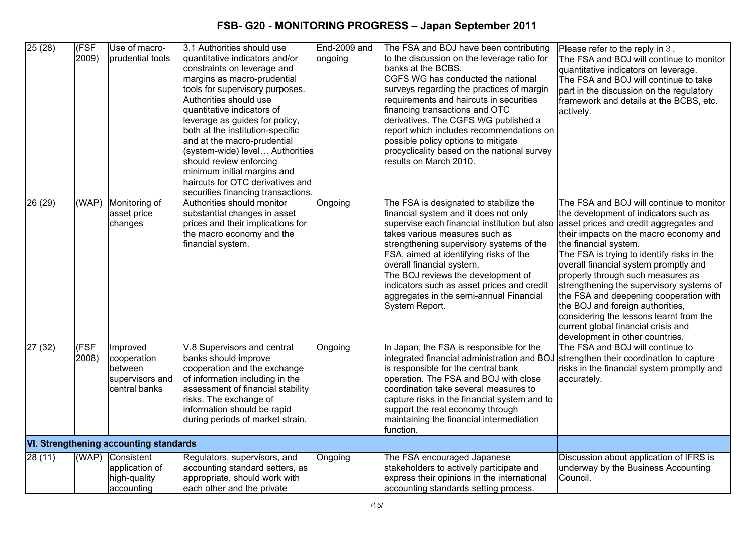# FSB- G20 - MONITORING PROGRESS – Japan September 2011

| | | | | | | |
|---|---|---|---|---|---|---|
| 25 (28) | (FSF 2009) | Use of macro-prudential tools | 3.1 Authorities should use quantitative indicators and/or constraints on leverage and margins as macro-prudential tools for supervisory purposes. Authorities should use quantitative indicators of leverage as guides for policy, both at the institution-specific and at the macro-prudential (system-wide) level… Authorities should review enforcing minimum initial margins and haircuts for OTC derivatives and securities financing transactions. | End-2009 and ongoing | The FSA and BOJ have been contributing to the discussion on the leverage ratio for banks at the BCBS.<br>CGFS WG has conducted the national surveys regarding the practices of margin requirements and haircuts in securities financing transactions and OTC derivatives. The CGFS WG published a report which includes recommendations on possible policy options to mitigate procyclicality based on the national survey results on March 2010. | Please refer to the reply in 3.<br>The FSA and BOJ will continue to monitor quantitative indicators on leverage.<br>The FSA and BOJ will continue to take part in the discussion on the regulatory framework and details at the BCBS, etc. actively. |
| 26 (29) | (WAP) | Monitoring of asset price changes | Authorities should monitor substantial changes in asset prices and their implications for the macro economy and the financial system. | Ongoing | The FSA is designated to stabilize the financial system and it does not only supervise each financial institution but also takes various measures such as strengthening supervisory systems of the FSA, aimed at identifying risks of the overall financial system.<br>The BOJ reviews the development of indicators such as asset prices and credit aggregates in the semi-annual Financial System Report. | The FSA and BOJ will continue to monitor the development of indicators such as asset prices and credit aggregates and their impacts on the macro economy and the financial system.<br>The FSA is trying to identify risks in the overall financial system promptly and properly through such measures as strengthening the supervisory systems of the FSA and deepening cooperation with the BOJ and foreign authorities, considering the lessons learnt from the current global financial crisis and development in other countries. |
| 27 (32) | (FSF 2008) | Improved cooperation between supervisors and central banks | V.8 Supervisors and central banks should improve cooperation and the exchange of information including in the assessment of financial stability risks. The exchange of information should be rapid during periods of market strain. | Ongoing | In Japan, the FSA is responsible for the integrated financial administration and BOJ is responsible for the central bank operation. The FSA and BOJ with close coordination take several measures to capture risks in the financial system and to support the real economy through maintaining the financial intermediation function. | The FSA and BOJ will continue to strengthen their coordination to capture risks in the financial system promptly and accurately. |
| **VI. Strengthening accounting standards** | | | | | | |
| 28 (11) | (WAP) | Consistent application of high-quality accounting | Regulators, supervisors, and accounting standard setters, as appropriate, should work with each other and the private | Ongoing | The FSA encouraged Japanese stakeholders to actively participate and express their opinions in the international accounting standards setting process. | Discussion about application of IFRS is underway by the Business Accounting Council. |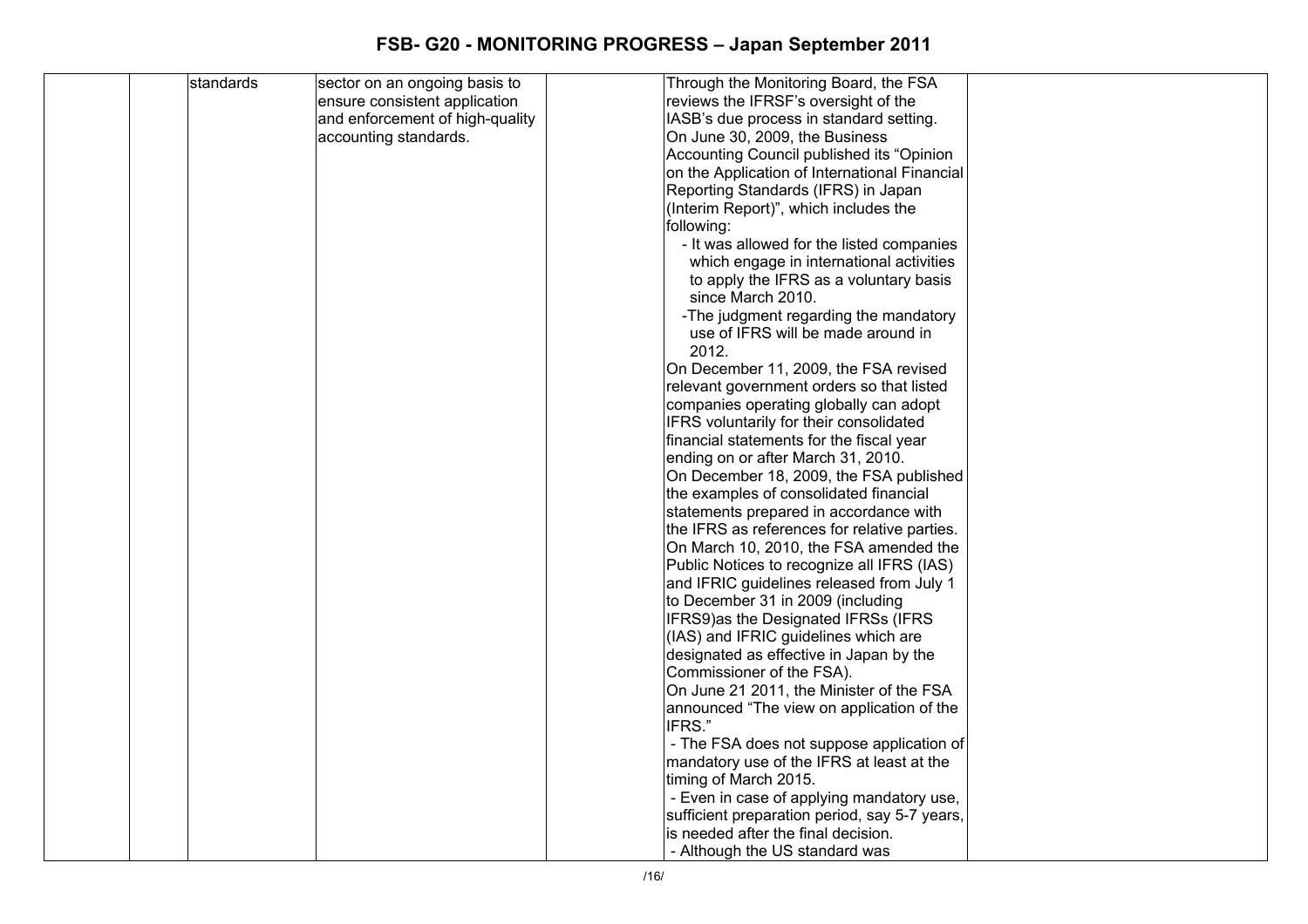| | | standards | sector on an ongoing basis to ensure consistent application and enforcement of high-quality accounting standards. | | Through the Monitoring Board, the FSA reviews the IFRSF's oversight of the IASB's due process in standard setting.<br>On June 30, 2009, the Business Accounting Council published its "Opinion on the Application of International Financial Reporting Standards (IFRS) in Japan (Interim Report)", which includes the following:<br>- It was allowed for the listed companies which engage in international activities to apply the IFRS as a voluntary basis since March 2010.<br>-The judgment regarding the mandatory use of IFRS will be made around in 2012.<br>On December 11, 2009, the FSA revised relevant government orders so that listed companies operating globally can adopt IFRS voluntarily for their consolidated financial statements for the fiscal year ending on or after March 31, 2010.<br>On December 18, 2009, the FSA published the examples of consolidated financial statements prepared in accordance with the IFRS as references for relative parties.<br>On March 10, 2010, the FSA amended the Public Notices to recognize all IFRS (IAS) and IFRIC guidelines released from July 1 to December 31 in 2009 (including IFRS9)as the Designated IFRSs (IFRS (IAS) and IFRIC guidelines which are designated as effective in Japan by the Commissioner of the FSA).<br>On June 21 2011, the Minister of the FSA announced "The view on application of the IFRS."<br>- The FSA does not suppose application of mandatory use of the IFRS at least at the timing of March 2015.<br>- Even in case of applying mandatory use, sufficient preparation period, say 5-7 years, is needed after the final decision.<br>- Although the US standard was | |
|---|---|---|---|---|---|---|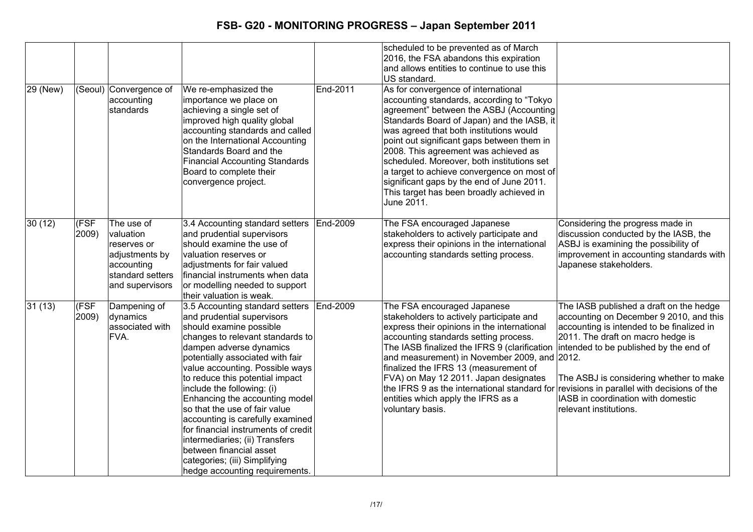| | | | | | scheduled to be prevented as of March 2016, the FSA abandons this expiration and allows entities to continue to use this US standard. | |
|---|---|---|---|---|---|---|
| 29 (New) | (Seoul) | Convergence of accounting standards | We re-emphasized the importance we place on achieving a single set of improved high quality global accounting standards and called on the International Accounting Standards Board and the Financial Accounting Standards Board to complete their convergence project. | End-2011 | As for convergence of international accounting standards, according to "Tokyo agreement" between the ASBJ (Accounting Standards Board of Japan) and the IASB, it was agreed that both institutions would point out significant gaps between them in 2008. This agreement was achieved as scheduled. Moreover, both institutions set a target to achieve convergence on most of significant gaps by the end of June 2011. This target has been broadly achieved in June 2011. | |
| 30 (12) | (FSF 2009) | The use of valuation reserves or adjustments by accounting standard setters and supervisors | 3.4 Accounting standard setters and prudential supervisors should examine the use of valuation reserves or adjustments for fair valued financial instruments when data or modelling needed to support their valuation is weak. | End-2009 | The FSA encouraged Japanese stakeholders to actively participate and express their opinions in the international accounting standards setting process. | Considering the progress made in discussion conducted by the IASB, the ASBJ is examining the possibility of improvement in accounting standards with Japanese stakeholders. |
| 31 (13) | (FSF 2009) | Dampening of dynamics associated with FVA. | 3.5 Accounting standard setters and prudential supervisors should examine possible changes to relevant standards to dampen adverse dynamics potentially associated with fair value accounting. Possible ways to reduce this potential impact include the following: (i) Enhancing the accounting model so that the use of fair value accounting is carefully examined for financial instruments of credit intermediaries; (ii) Transfers between financial asset categories; (iii) Simplifying hedge accounting requirements. | End-2009 | The FSA encouraged Japanese stakeholders to actively participate and express their opinions in the international accounting standards setting process. The IASB finalized the IFRS 9 (clarification and measurement) in November 2009, and finalized the IFRS 13 (measurement of FVA) on May 12 2011. Japan designates the IFRS 9 as the international standard for entities which apply the IFRS as a voluntary basis. | The IASB published a draft on the hedge accounting on December 9 2010, and this accounting is intended to be finalized in 2011. The draft on macro hedge is intended to be published by the end of 2012.<br><br>The ASBJ is considering whether to make revisions in parallel with decisions of the IASB in coordination with domestic relevant institutions. |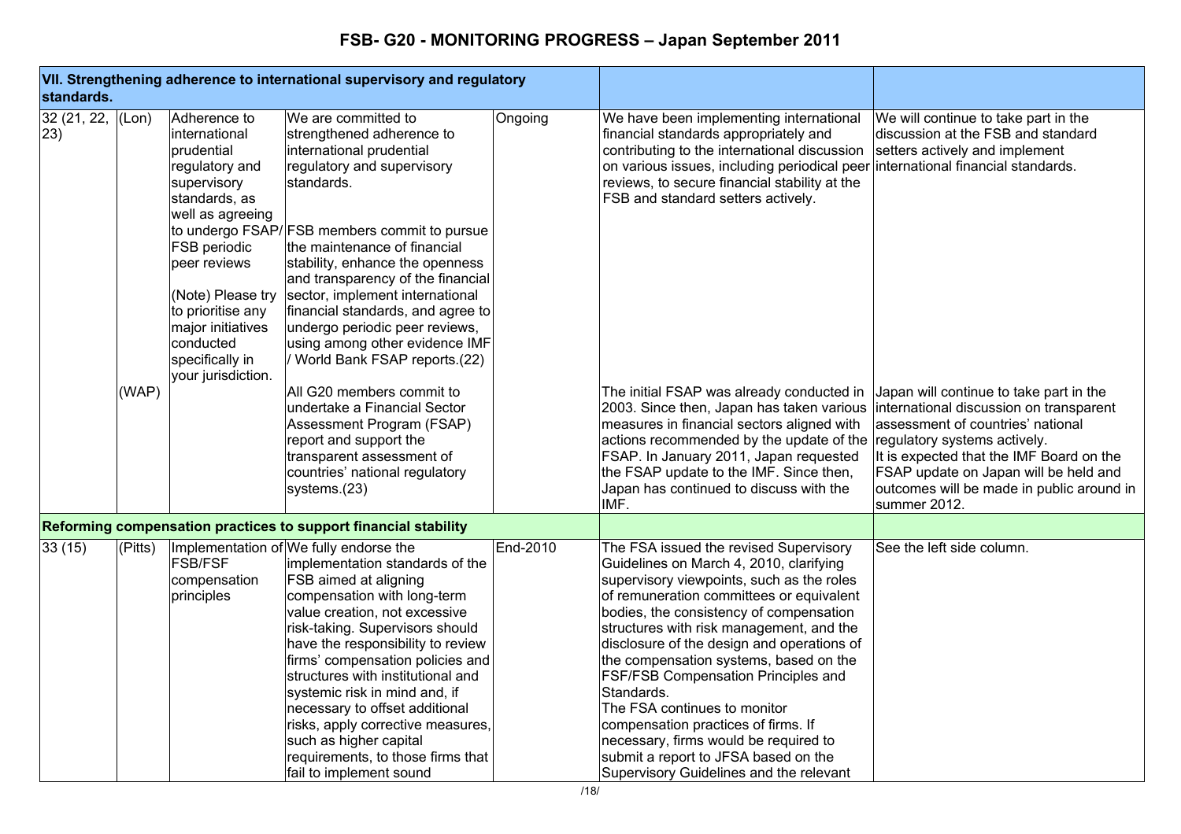# FSB- G20 - MONITORING PROGRESS – Japan September 2011

| VII. Strengthening adherence to international supervisory and regulatory standards. | | | | | | |
|---|---|---|---|---|---|---|
| 32 (21, 22, 23) | (Lon) | Adherence to international prudential regulatory and supervisory standards, as well as agreeing to undergo FSAP/ FSB periodic peer reviews<br><br>(Note) Please try to prioritise any major initiatives conducted specifically in your jurisdiction. | We are committed to strengthened adherence to international prudential regulatory and supervisory standards.<br><br>FSB members commit to pursue the maintenance of financial stability, enhance the openness and transparency of the financial sector, implement international financial standards, and agree to undergo periodic peer reviews, using among other evidence IMF / World Bank FSAP reports.(22) | Ongoing | We have been implementing international financial standards appropriately and contributing to the international discussion on various issues, including periodical peer reviews, to secure financial stability at the FSB and standard setters actively. | We will continue to take part in the discussion at the FSB and standard setters actively and implement international financial standards. |
| | (WAP) | | All G20 members commit to undertake a Financial Sector Assessment Program (FSAP) report and support the transparent assessment of countries' national regulatory systems.(23) | | The initial FSAP was already conducted in 2003. Since then, Japan has taken various measures in financial sectors aligned with actions recommended by the update of the FSAP. In January 2011, Japan requested the FSAP update to the IMF. Since then, Japan has continued to discuss with the IMF. | Japan will continue to take part in the international discussion on transparent assessment of countries' national regulatory systems actively.<br>It is expected that the IMF Board on the FSAP update on Japan will be held and outcomes will be made in public around in summer 2012. |
| **Reforming compensation practices to support financial stability** | | | | | | |
| 33 (15) | (Pitts) | Implementation of FSB/FSF compensation principles | We fully endorse the implementation standards of the FSB aimed at aligning compensation with long-term value creation, not excessive risk-taking. Supervisors should have the responsibility to review firms' compensation policies and structures with institutional and systemic risk in mind and, if necessary to offset additional risks, apply corrective measures, such as higher capital requirements, to those firms that fail to implement sound | End-2010 | The FSA issued the revised Supervisory Guidelines on March 4, 2010, clarifying supervisory viewpoints, such as the roles of remuneration committees or equivalent bodies, the consistency of compensation structures with risk management, and the disclosure of the design and operations of the compensation systems, based on the FSF/FSB Compensation Principles and Standards.<br>The FSA continues to monitor compensation practices of firms. If necessary, firms would be required to submit a report to JFSA based on the Supervisory Guidelines and the relevant | See the left side column. |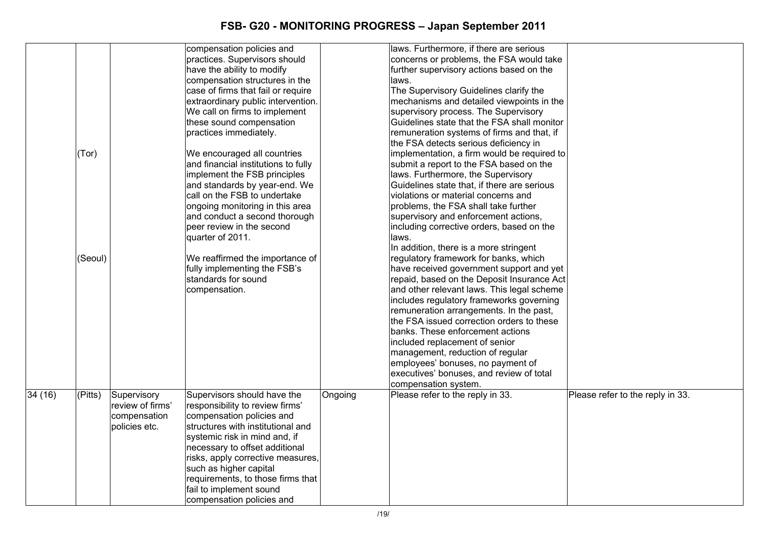| | | | | | | |
|---|---|---|---|---|---|---|
| | (Tor)<br><br>(Seoul) | | compensation policies and practices. Supervisors should have the ability to modify compensation structures in the case of firms that fail or require extraordinary public intervention. We call on firms to implement these sound compensation practices immediately.<br><br>We encouraged all countries and financial institutions to fully implement the FSB principles and standards by year-end. We call on the FSB to undertake ongoing monitoring in this area and conduct a second thorough peer review in the second quarter of 2011.<br><br>We reaffirmed the importance of fully implementing the FSB's standards for sound compensation. | | laws. Furthermore, if there are serious concerns or problems, the FSA would take further supervisory actions based on the laws.<br>The Supervisory Guidelines clarify the mechanisms and detailed viewpoints in the supervisory process. The Supervisory Guidelines state that the FSA shall monitor remuneration systems of firms and that, if the FSA detects serious deficiency in implementation, a firm would be required to submit a report to the FSA based on the laws. Furthermore, the Supervisory Guidelines state that, if there are serious violations or material concerns and problems, the FSA shall take further supervisory and enforcement actions, including corrective orders, based on the laws.<br>In addition, there is a more stringent regulatory framework for banks, which have received government support and yet repaid, based on the Deposit Insurance Act and other relevant laws. This legal scheme includes regulatory frameworks governing remuneration arrangements. In the past, the FSA issued correction orders to these banks. These enforcement actions included replacement of senior management, reduction of regular employees' bonuses, no payment of executives' bonuses, and review of total compensation system. | |
| 34 (16) | (Pitts) | Supervisory review of firms' compensation policies etc. | Supervisors should have the responsibility to review firms' compensation policies and structures with institutional and systemic risk in mind and, if necessary to offset additional risks, apply corrective measures, such as higher capital requirements, to those firms that fail to implement sound compensation policies and | Ongoing | Please refer to the reply in 33. | Please refer to the reply in 33. |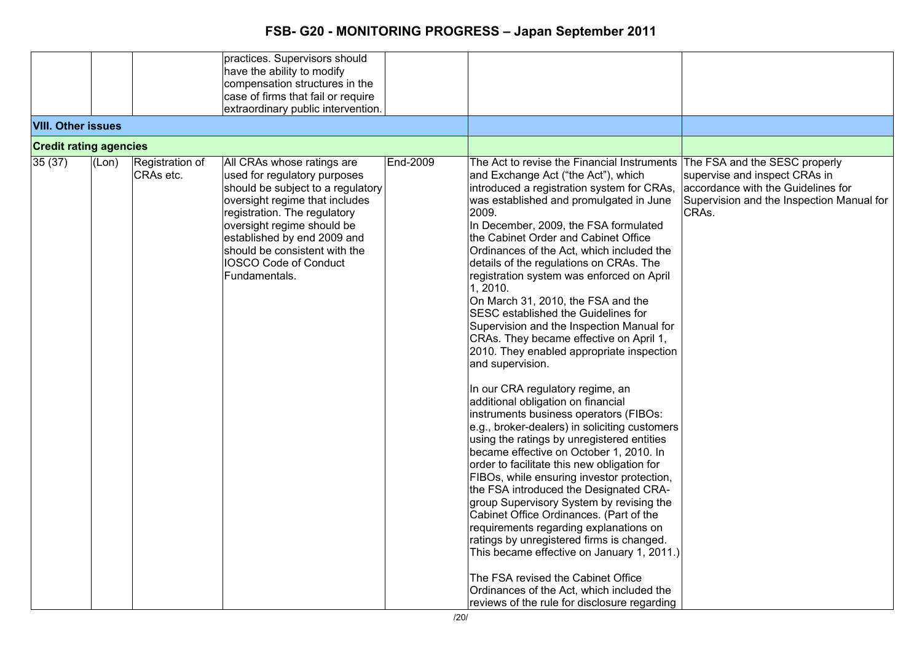| | | | | | | |
|---|---|---|---|---|---|---|
| | | | practices. Supervisors should have the ability to modify compensation structures in the case of firms that fail or require extraordinary public intervention. | | | |
| **VIII. Other issues** | | | | | | |
| **Credit rating agencies** | | | | | | |
| 35 (37) | (Lon) | Registration of CRAs etc. | All CRAs whose ratings are used for regulatory purposes should be subject to a regulatory oversight regime that includes registration. The regulatory oversight regime should be established by end 2009 and should be consistent with the IOSCO Code of Conduct Fundamentals. | End-2009 | The Act to revise the Financial Instruments and Exchange Act ("the Act"), which introduced a registration system for CRAs, was established and promulgated in June 2009.<br>In December, 2009, the FSA formulated the Cabinet Order and Cabinet Office Ordinances of the Act, which included the details of the regulations on CRAs. The registration system was enforced on April 1, 2010.<br>On March 31, 2010, the FSA and the SESC established the Guidelines for Supervision and the Inspection Manual for CRAs. They became effective on April 1, 2010. They enabled appropriate inspection and supervision.<br><br>In our CRA regulatory regime, an additional obligation on financial instruments business operators (FIBOs: e.g., broker-dealers) in soliciting customers using the ratings by unregistered entities became effective on October 1, 2010. In order to facilitate this new obligation for FIBOs, while ensuring investor protection, the FSA introduced the Designated CRA-group Supervisory System by revising the Cabinet Office Ordinances. (Part of the requirements regarding explanations on ratings by unregistered firms is changed. This became effective on January 1, 2011.)<br><br>The FSA revised the Cabinet Office Ordinances of the Act, which included the reviews of the rule for disclosure regarding | The FSA and the SESC properly supervise and inspect CRAs in accordance with the Guidelines for Supervision and the Inspection Manual for CRAs. |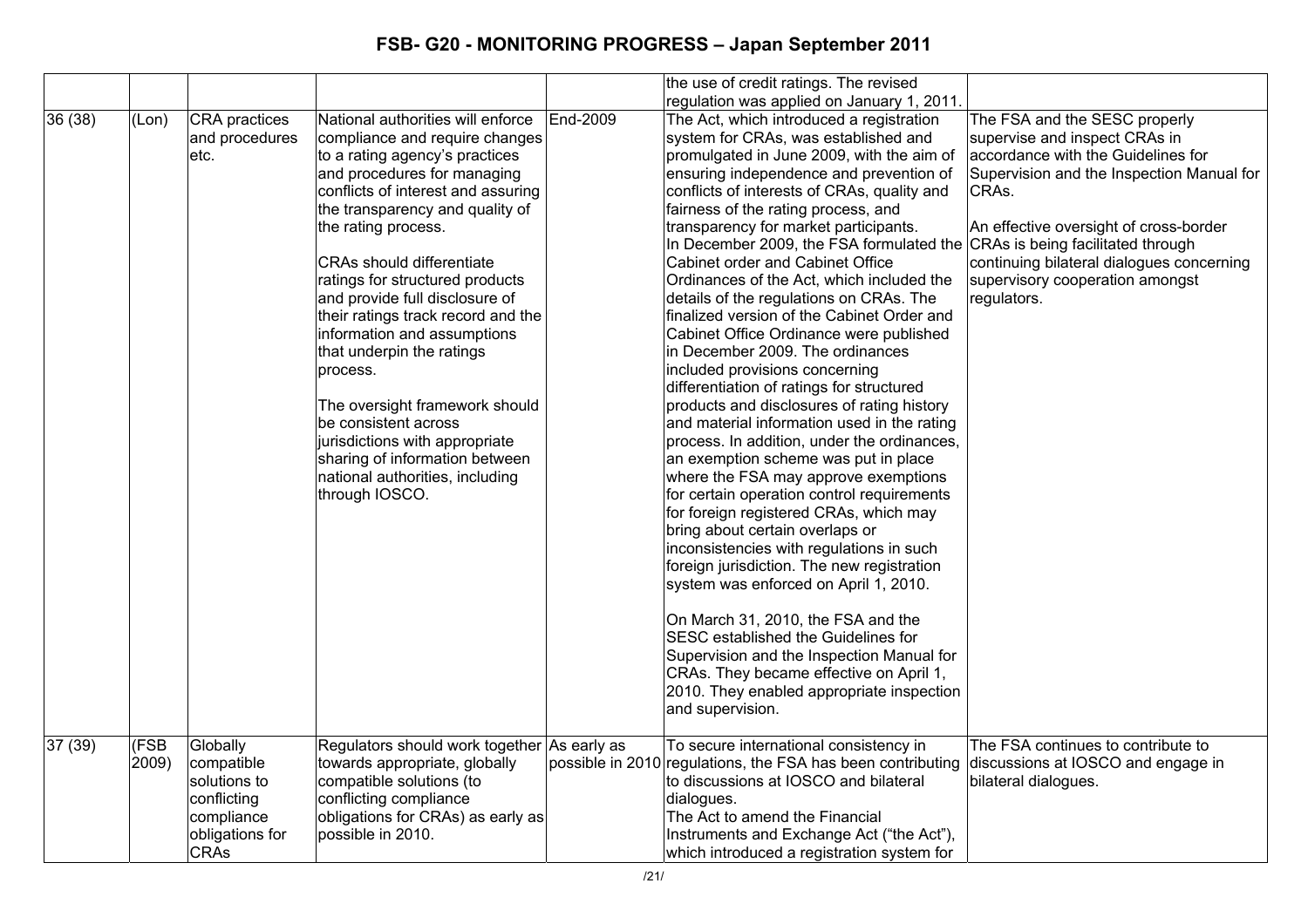| | | | | | | |
|---|---|---|---|---|---|---|
| | | | | | the use of credit ratings. The revised regulation was applied on January 1, 2011. | |
| 36 (38) | (Lon) | CRA practices and procedures etc. | National authorities will enforce compliance and require changes to a rating agency's practices and procedures for managing conflicts of interest and assuring the transparency and quality of the rating process.<br><br>CRAs should differentiate ratings for structured products and provide full disclosure of their ratings track record and the information and assumptions that underpin the ratings process.<br><br>The oversight framework should be consistent across jurisdictions with appropriate sharing of information between national authorities, including through IOSCO. | End-2009 | The Act, which introduced a registration system for CRAs, was established and promulgated in June 2009, with the aim of ensuring independence and prevention of conflicts of interests of CRAs, quality and fairness of the rating process, and transparency for market participants.<br>In December 2009, the FSA formulated the Cabinet order and Cabinet Office Ordinances of the Act, which included the details of the regulations on CRAs. The finalized version of the Cabinet Order and Cabinet Office Ordinance were published in December 2009. The ordinances included provisions concerning differentiation of ratings for structured products and disclosures of rating history and material information used in the rating process. In addition, under the ordinances, an exemption scheme was put in place where the FSA may approve exemptions for certain operation control requirements for foreign registered CRAs, which may bring about certain overlaps or inconsistencies with regulations in such foreign jurisdiction. The new registration system was enforced on April 1, 2010.<br><br>On March 31, 2010, the FSA and the SESC established the Guidelines for Supervision and the Inspection Manual for CRAs. They became effective on April 1, 2010. They enabled appropriate inspection and supervision. | The FSA and the SESC properly supervise and inspect CRAs in accordance with the Guidelines for Supervision and the Inspection Manual for CRAs.<br><br>An effective oversight of cross-border CRAs is being facilitated through continuing bilateral dialogues concerning supervisory cooperation amongst regulators. |
| 37 (39) | (FSB 2009) | Globally compatible solutions to conflicting compliance obligations for CRAs | Regulators should work together towards appropriate, globally compatible solutions (to conflicting compliance obligations for CRAs) as early as possible in 2010. | As early as possible in 2010 | To secure international consistency in regulations, the FSA has been contributing to discussions at IOSCO and bilateral dialogues.<br>The Act to amend the Financial Instruments and Exchange Act ("the Act"), which introduced a registration system for | The FSA continues to contribute to discussions at IOSCO and engage in bilateral dialogues. |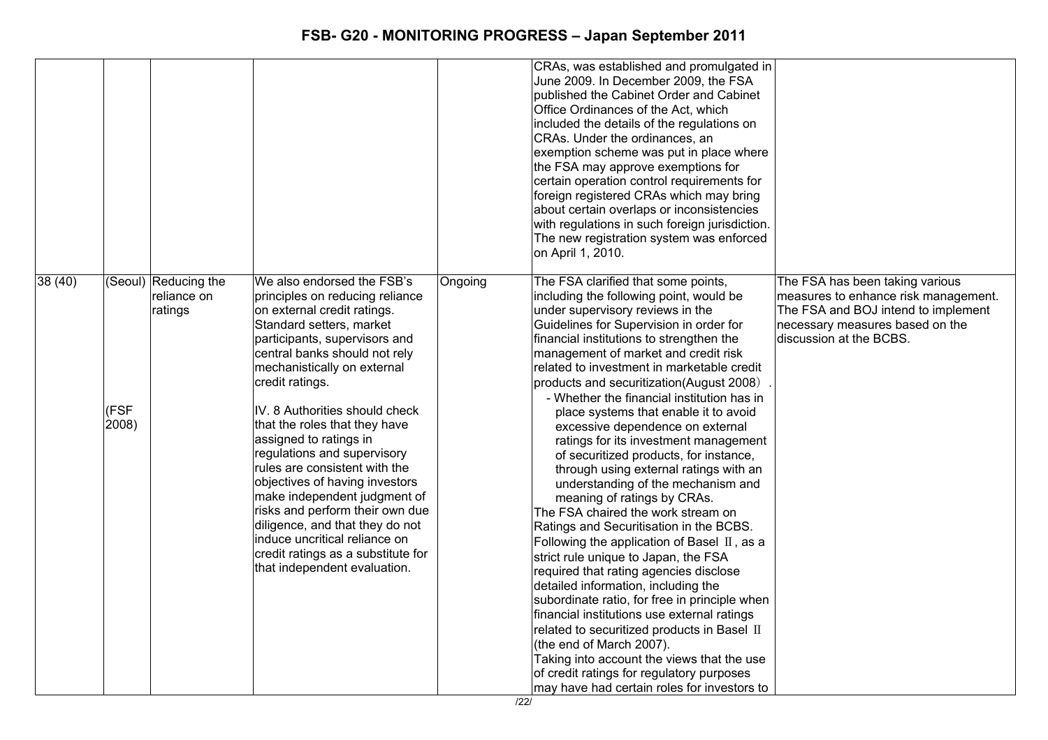| | | | | | | |
|---|---|---|---|---|---|---|
| | | | | | CRAs, was established and promulgated in June 2009. In December 2009, the FSA published the Cabinet Order and Cabinet Office Ordinances of the Act, which included the details of the regulations on CRAs. Under the ordinances, an exemption scheme was put in place where the FSA may approve exemptions for certain operation control requirements for foreign registered CRAs which may bring about certain overlaps or inconsistencies with regulations in such foreign jurisdiction. The new registration system was enforced on April 1, 2010. | |
| 38 (40) | (Seoul)<br><br>(FSF 2008) | Reducing the reliance on ratings | We also endorsed the FSB's principles on reducing reliance on external credit ratings. Standard setters, market participants, supervisors and central banks should not rely mechanistically on external credit ratings.<br><br>IV. 8 Authorities should check that the roles that they have assigned to ratings in regulations and supervisory rules are consistent with the objectives of having investors make independent judgment of risks and perform their own due diligence, and that they do not induce uncritical reliance on credit ratings as a substitute for that independent evaluation. | Ongoing | The FSA clarified that some points, including the following point, would be under supervisory reviews in the Guidelines for Supervision in order for financial institutions to strengthen the management of market and credit risk related to investment in marketable credit products and securitization(August 2008）.<br>- Whether the financial institution has in place systems that enable it to avoid excessive dependence on external ratings for its investment management of securitized products, for instance, through using external ratings with an understanding of the mechanism and meaning of ratings by CRAs.<br>The FSA chaired the work stream on Ratings and Securitisation in the BCBS.<br>Following the application of Basel Ⅱ, as a strict rule unique to Japan, the FSA required that rating agencies disclose detailed information, including the subordinate ratio, for free in principle when financial institutions use external ratings related to securitized products in Basel Ⅱ (the end of March 2007).<br>Taking into account the views that the use of credit ratings for regulatory purposes may have had certain roles for investors to | The FSA has been taking various measures to enhance risk management. The FSA and BOJ intend to implement necessary measures based on the discussion at the BCBS. |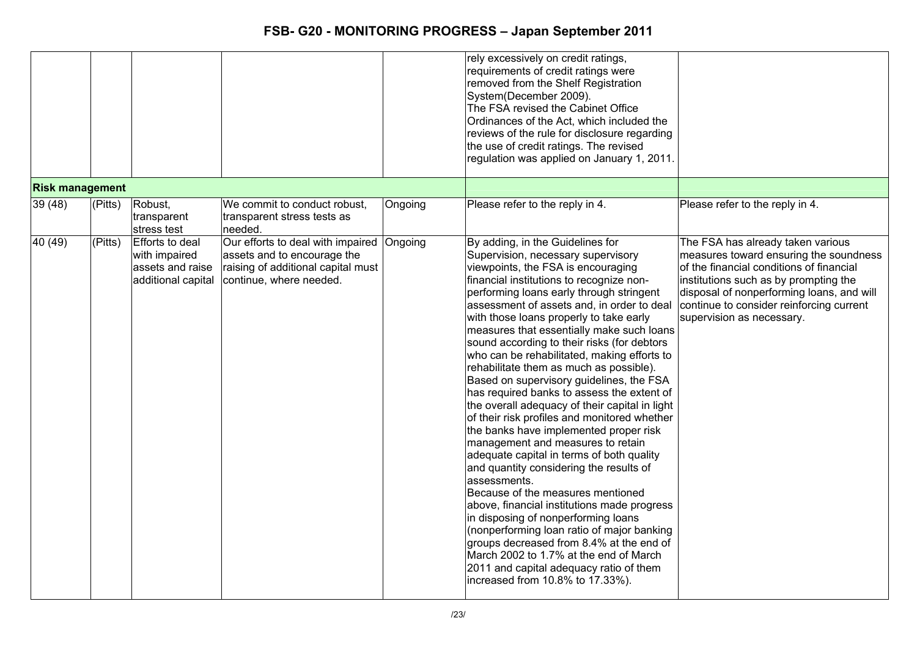| | | | | | | |
|---|---|---|---|---|---|---|
| | | | | | rely excessively on credit ratings, requirements of credit ratings were removed from the Shelf Registration System(December 2009). The FSA revised the Cabinet Office Ordinances of the Act, which included the reviews of the rule for disclosure regarding the use of credit ratings. The revised regulation was applied on January 1, 2011. | |
| **Risk management** | | | | | | |
| 39 (48) | (Pitts) | Robust, transparent stress test | We commit to conduct robust, transparent stress tests as needed. | Ongoing | Please refer to the reply in 4. | Please refer to the reply in 4. |
| 40 (49) | (Pitts) | Efforts to deal with impaired assets and raise additional capital | Our efforts to deal with impaired assets and to encourage the raising of additional capital must continue, where needed. | Ongoing | By adding, in the Guidelines for Supervision, necessary supervisory viewpoints, the FSA is encouraging financial institutions to recognize non-performing loans early through stringent assessment of assets and, in order to deal with those loans properly to take early measures that essentially make such loans sound according to their risks (for debtors who can be rehabilitated, making efforts to rehabilitate them as much as possible). Based on supervisory guidelines, the FSA has required banks to assess the extent of the overall adequacy of their capital in light of their risk profiles and monitored whether the banks have implemented proper risk management and measures to retain adequate capital in terms of both quality and quantity considering the results of assessments. Because of the measures mentioned above, financial institutions made progress in disposing of nonperforming loans (nonperforming loan ratio of major banking groups decreased from 8.4% at the end of March 2002 to 1.7% at the end of March 2011 and capital adequacy ratio of them increased from 10.8% to 17.33%). | The FSA has already taken various measures toward ensuring the soundness of the financial conditions of financial institutions such as by prompting the disposal of nonperforming loans, and will continue to consider reinforcing current supervision as necessary. |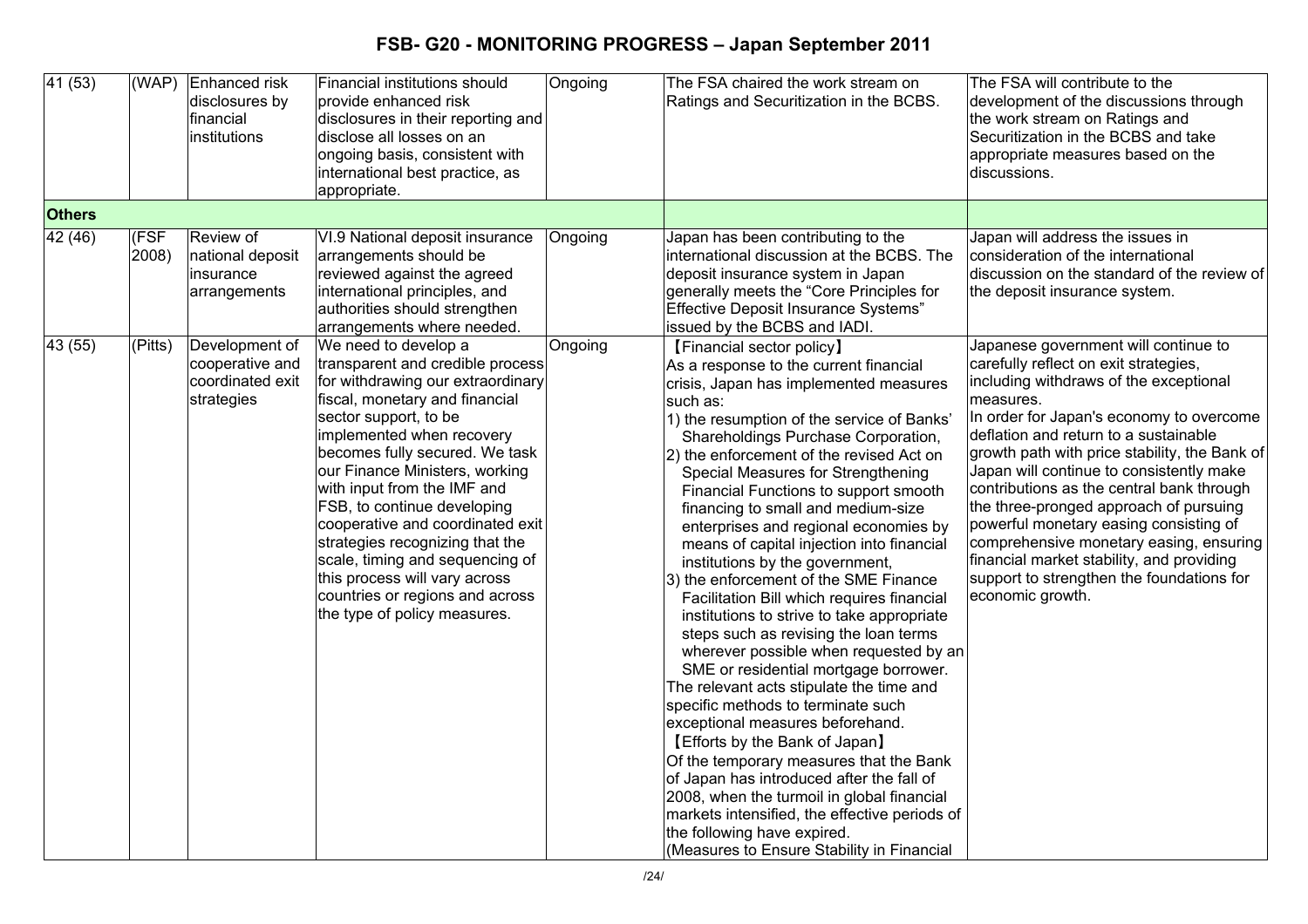| 41 (53) | (WAP) | Enhanced risk disclosures by financial institutions | Financial institutions should provide enhanced risk disclosures in their reporting and disclose all losses on an ongoing basis, consistent with international best practice, as appropriate. | Ongoing | The FSA chaired the work stream on Ratings and Securitization in the BCBS. | The FSA will contribute to the development of the discussions through the work stream on Ratings and Securitization in the BCBS and take appropriate measures based on the discussions. |
|---|---|---|---|---|---|---|
| **Others** | | | | | | |
| 42 (46) | (FSF 2008) | Review of national deposit insurance arrangements | VI.9 National deposit insurance arrangements should be reviewed against the agreed international principles, and authorities should strengthen arrangements where needed. | Ongoing | Japan has been contributing to the international discussion at the BCBS. The deposit insurance system in Japan generally meets the "Core Principles for Effective Deposit Insurance Systems" issued by the BCBS and IADI. | Japan will address the issues in consideration of the international discussion on the standard of the review of the deposit insurance system. |
| 43 (55) | (Pitts) | Development of cooperative and coordinated exit strategies | We need to develop a transparent and credible process for withdrawing our extraordinary fiscal, monetary and financial sector support, to be implemented when recovery becomes fully secured. We task our Finance Ministers, working with input from the IMF and FSB, to continue developing cooperative and coordinated exit strategies recognizing that the scale, timing and sequencing of this process will vary across countries or regions and across the type of policy measures. | Ongoing | 【Financial sector policy】<br>As a response to the current financial crisis, Japan has implemented measures such as:<br>1) the resumption of the service of Banks' Shareholdings Purchase Corporation,<br>2) the enforcement of the revised Act on Special Measures for Strengthening Financial Functions to support smooth financing to small and medium-size enterprises and regional economies by means of capital injection into financial institutions by the government,<br>3) the enforcement of the SME Finance Facilitation Bill which requires financial institutions to strive to take appropriate steps such as revising the loan terms wherever possible when requested by an SME or residential mortgage borrower.<br>The relevant acts stipulate the time and specific methods to terminate such exceptional measures beforehand.<br>【Efforts by the Bank of Japan】<br>Of the temporary measures that the Bank of Japan has introduced after the fall of 2008, when the turmoil in global financial markets intensified, the effective periods of the following have expired.<br>(Measures to Ensure Stability in Financial | Japanese government will continue to carefully reflect on exit strategies, including withdraws of the exceptional measures.<br>In order for Japan's economy to overcome deflation and return to a sustainable growth path with price stability, the Bank of Japan will continue to consistently make contributions as the central bank through the three-pronged approach of pursuing powerful monetary easing consisting of comprehensive monetary easing, ensuring financial market stability, and providing support to strengthen the foundations for economic growth. |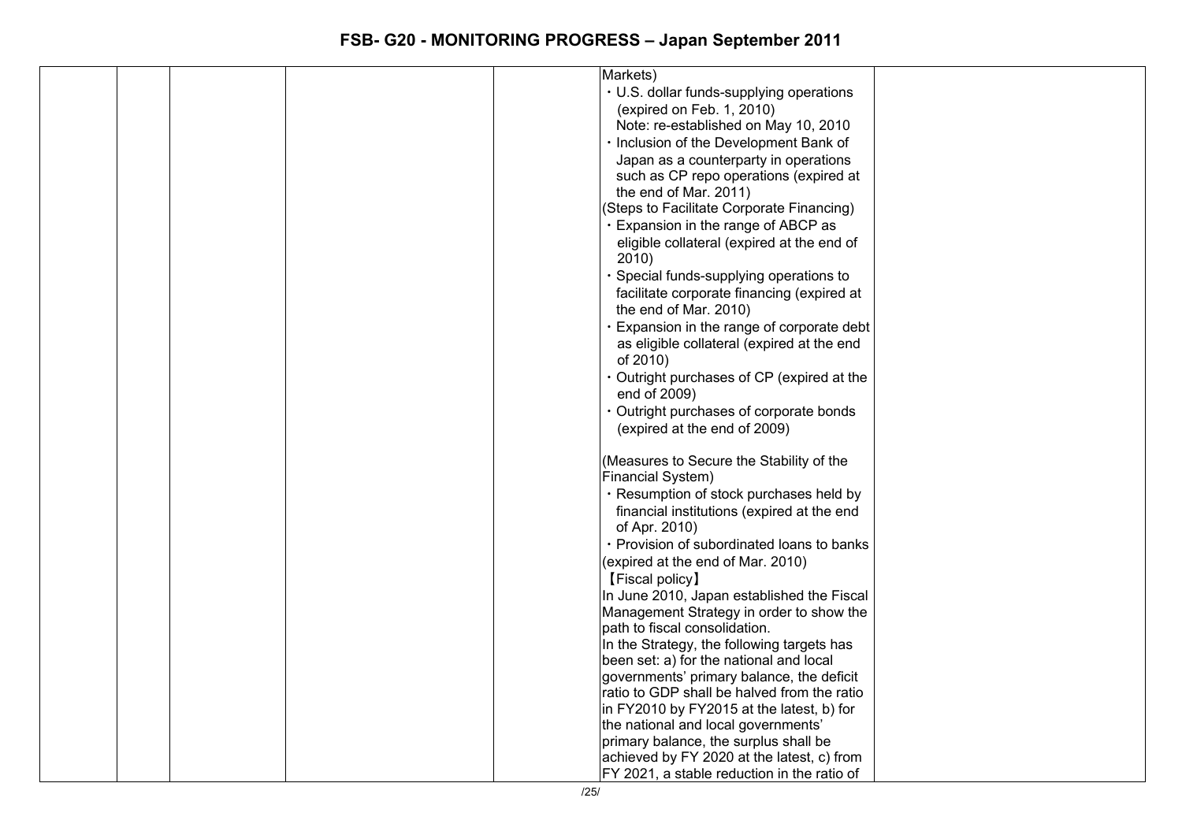| | | | | | Markets)<br>・U.S. dollar funds-supplying operations (expired on Feb. 1, 2010)<br>Note: re-established on May 10, 2010<br>・Inclusion of the Development Bank of Japan as a counterparty in operations such as CP repo operations (expired at the end of Mar. 2011)<br>(Steps to Facilitate Corporate Financing)<br>・Expansion in the range of ABCP as eligible collateral (expired at the end of 2010)<br>・Special funds-supplying operations to facilitate corporate financing (expired at the end of Mar. 2010)<br>・Expansion in the range of corporate debt as eligible collateral (expired at the end of 2010)<br>・Outright purchases of CP (expired at the end of 2009)<br>・Outright purchases of corporate bonds (expired at the end of 2009)<br><br>(Measures to Secure the Stability of the Financial System)<br>・Resumption of stock purchases held by financial institutions (expired at the end of Apr. 2010)<br>・Provision of subordinated loans to banks (expired at the end of Mar. 2010)<br>【Fiscal policy】<br>In June 2010, Japan established the Fiscal Management Strategy in order to show the path to fiscal consolidation.<br>In the Strategy, the following targets has been set: a) for the national and local governments' primary balance, the deficit ratio to GDP shall be halved from the ratio in FY2010 by FY2015 at the latest, b) for the national and local governments' primary balance, the surplus shall be achieved by FY 2020 at the latest, c) from FY 2021, a stable reduction in the ratio of | |
|---|---|---|---|---|---|---|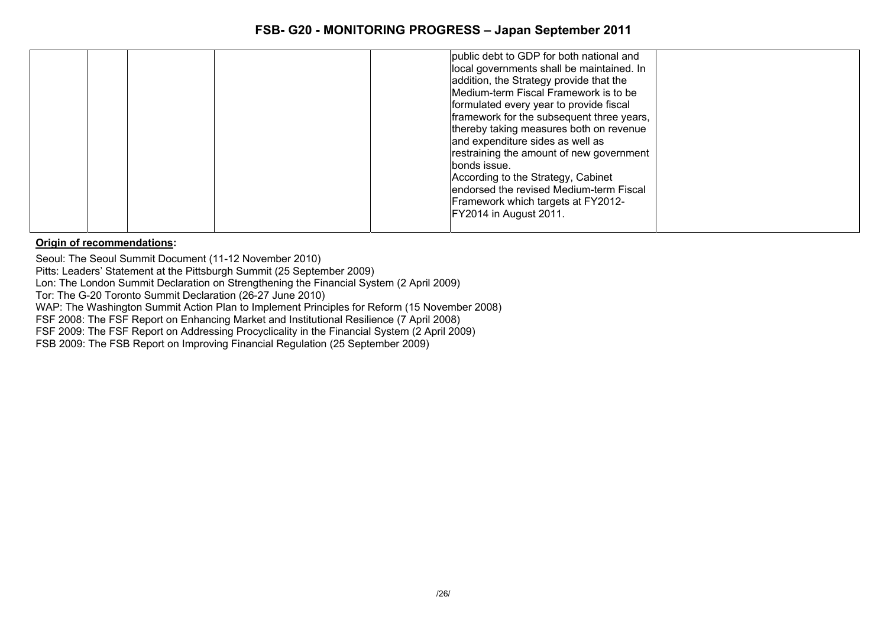| | | | | | | |
|---|---|---|---|---|---|---|
| | | | | | public debt to GDP for both national and local governments shall be maintained. In addition, the Strategy provide that the Medium-term Fiscal Framework is to be formulated every year to provide fiscal framework for the subsequent three years, thereby taking measures both on revenue and expenditure sides as well as restraining the amount of new government bonds issue.<br>According to the Strategy, Cabinet endorsed the revised Medium-term Fiscal Framework which targets at FY2012-FY2014 in August 2011. | |

**Origin of recommendations:**

Seoul: The Seoul Summit Document (11-12 November 2010)
Pitts: Leaders' Statement at the Pittsburgh Summit (25 September 2009)
Lon: The London Summit Declaration on Strengthening the Financial System (2 April 2009)
Tor: The G-20 Toronto Summit Declaration (26-27 June 2010)
WAP: The Washington Summit Action Plan to Implement Principles for Reform (15 November 2008)
FSF 2008: The FSF Report on Enhancing Market and Institutional Resilience (7 April 2008)
FSF 2009: The FSF Report on Addressing Procyclicality in the Financial System (2 April 2009)
FSB 2009: The FSB Report on Improving Financial Regulation (25 September 2009)